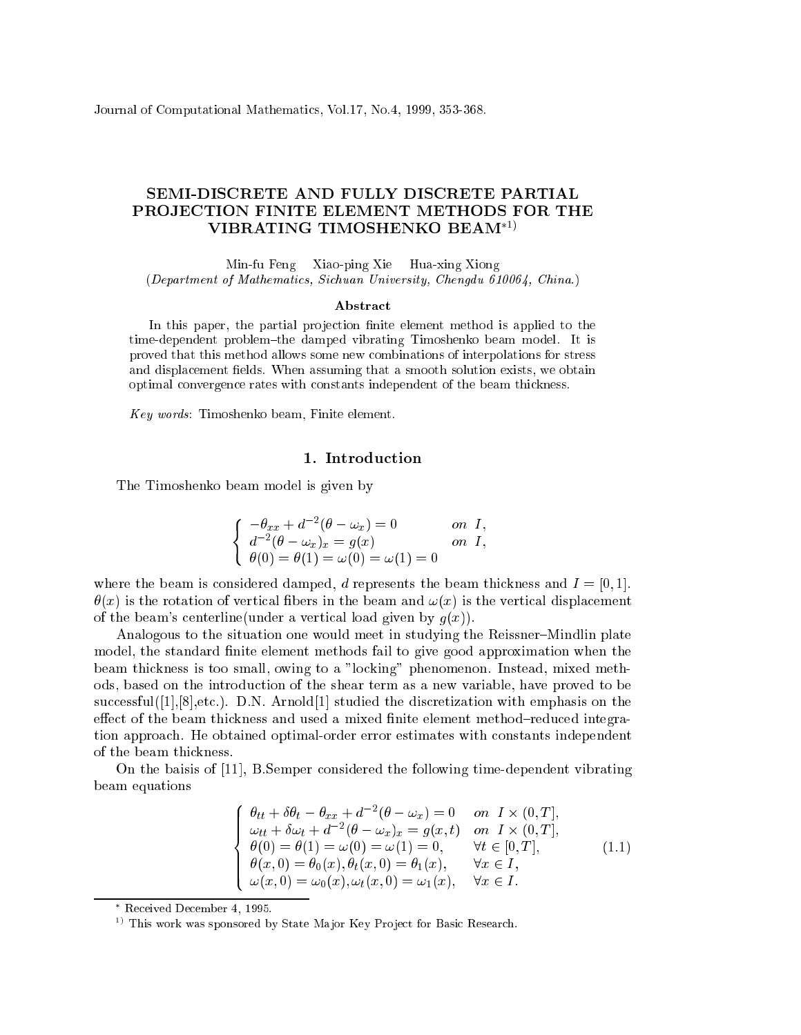# SEMI-DISCRETE AND FULLY DISCRETE PARTIAL PROJECTION FINITE ELEMENT METHODS FOR THE VIBRATING TIMOSHENKO BEAM*1)

Min-fu Feng Xiao-ping Xie Hua-xing Xiong

(*Department of Mathematics, Sichuan University, Chengdu 610064, China.*)

### Abstract

In this paper, the partial projection finite element method is applied to the time-dependent problem–the damped vibrating Timoshenko beam model. It is proved that this method allows some new combinations of interpolations for stress and displacement fields. When assuming that a smooth solution exists, we obtain optimal convergence rates with constants independent of the beam thickness.

*Key words*: Timoshenko beam, Finite element.

## 1. Introduction

The Timoshenko beam model is given by

$$
\begin{cases}
-\theta_{xx} + d^{-2}(\theta - \omega_x) = 0 & on \;\; I, \\
d^{-2}(\theta - \omega_x)_x = g(x) & on \;\; I, \\
\theta(0) = \theta(1) = \omega(0) = \omega(1) = 0
\end{cases}
$$

where the beam is considered damped, $d$ represents the beam thickness and $I = [0, 1]$. $\theta(x)$ is the rotation of vertical fibers in the beam and $\omega(x)$ is the vertical displacement of the beam's centerline(under a vertical load given by $g(x)$).

Analogous to the situation one would meet in studying the Reissner–Mindlin plate model, the standard finite element methods fail to give good approximation when the beam thickness is too small, owing to a "locking" phenomenon. Instead, mixed methods, based on the introduction of the shear term as a new variable, have proved to be successful([1],[8],etc.). D.N. Arnold[1] studied the discretization with emphasis on the effect of the beam thickness and used a mixed finite element method–reduced integration approach. He obtained optimal-order error estimates with constants independent of the beam thickness.

On the baisis of [11], B.Semper considered the following time-dependent vibrating beam equations

$$
\begin{cases}
\theta_{tt} + \delta\theta_t - \theta_{xx} + d^{-2}(\theta - \omega_x) = 0 & on \;\; I \times (0, T], \\
\omega_{tt} + \delta\omega_t + d^{-2}(\theta - \omega_x)_x = g(x, t) & on \;\; I \times (0, T], \\
\theta(0) = \theta(1) = \omega(0) = \omega(1) = 0, & \forall t \in [0, T], \\
\theta(x, 0) = \theta_0(x), \theta_t(x, 0) = \theta_1(x), & \forall x \in I, \\
\omega(x, 0) = \omega_0(x), \omega_t(x, 0) = \omega_1(x), & \forall x \in I.
\end{cases}
\tag{1.1}
$$

---

* Received December 4, 1995.

1) This work was sponsored by State Major Key Project for Basic Research.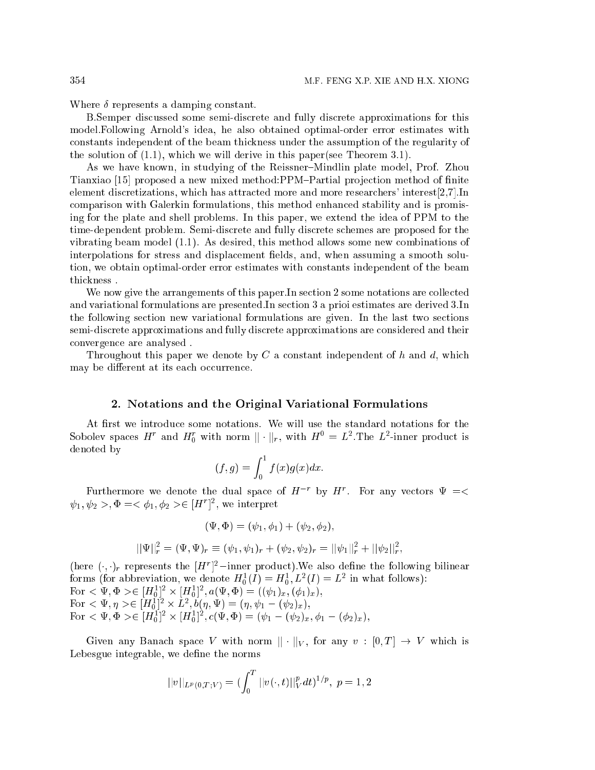Where $\delta$ represents a damping constant.

B.Semper discussed some semi-discrete and fully discrete approximations for this model.Following Arnold's idea, he also obtained optimal-order error estimates with constants independent of the beam thickness under the assumption of the regularity of the solution of (1.1), which we will derive in this paper(see Theorem 3.1).

As we have known, in studying of the Reissner–Mindlin plate model, Prof. Zhou Tianxiao [15] proposed a new mixed method:PPM–Partial projection method of finite element discretizations, which has attracted more and more researchers' interest[2,7].In comparison with Galerkin formulations, this method enhanced stability and is promising for the plate and shell problems. In this paper, we extend the idea of PPM to the time-dependent problem. Semi-discrete and fully discrete schemes are proposed for the vibrating beam model (1.1). As desired, this method allows some new combinations of interpolations for stress and displacement fields, and, when assuming a smooth solution, we obtain optimal-order error estimates with constants independent of the beam thickness .

We now give the arrangements of this paper.In section 2 some notations are collected and variational formulations are presented.In section 3 a prioi estimates are derived 3.In the following section new variational formulations are given. In the last two sections semi-discrete approximations and fully discrete approximations are considered and their convergence are analysed .

Throughout this paper we denote by $C$ a constant independent of $h$ and $d$, which may be different at its each occurrence.

## 2. Notations and the Original Variational Formulations

At first we introduce some notations. We will use the standard notations for the Sobolev spaces $H^r$ and $H_0^r$ with norm $||\cdot||_r$, with $H^0 = L^2$.The $L^2$-inner product is denoted by

$$(f,g) = \int_0^1 f(x)g(x)dx.$$

Furthermore we denote the dual space of $H^{-r}$ by $H^r$. For any vectors $\Psi =< \psi_1, \psi_2 >, \Phi =< \phi_1, \phi_2 > \in [H^r]^2$, we interpret

$$(\Psi, \Phi) = (\psi_1, \phi_1) + (\psi_2, \phi_2),$$

$$||\Psi||_r^2 = (\Psi, \Psi)_r \equiv (\psi_1, \psi_1)_r + (\psi_2, \psi_2)_r = ||\psi_1||_r^2 + ||\psi_2||_r^2,$$

(here $(\cdot,\cdot)_r$ represents the $[H^r]^2-$inner product).We also define the following bilinear forms (for abbreviation, we denote $H_0^1(I) = H_0^1, L^2(I) = L^2$ in what follows):
For $< \Psi, \Phi > \in [H_0^1]^2 \times [H_0^1]^2, a(\Psi, \Phi) = ((\psi_1)_x, (\phi_1)_x)$,
For $< \Psi, \eta > \in [H_0^1]^2 \times L^2, b(\eta, \Psi) = (\eta, \psi_1 - (\psi_2)_x)$,
For $< \Psi, \Phi > \in [H_0^1]^2 \times [H_0^1]^2, c(\Psi, \Phi) = (\psi_1 - (\psi_2)_x, \phi_1 - (\phi_2)_x)$,

Given any Banach space $V$ with norm $||\cdot||_V$, for any $v : [0,T] \to V$ which is Lebesgue integrable, we define the norms

$$||v||_{L^p(0,T;V)} = (\int_0^T ||v(\cdot,t)||_V^p dt)^{1/p}, \ p = 1, 2$$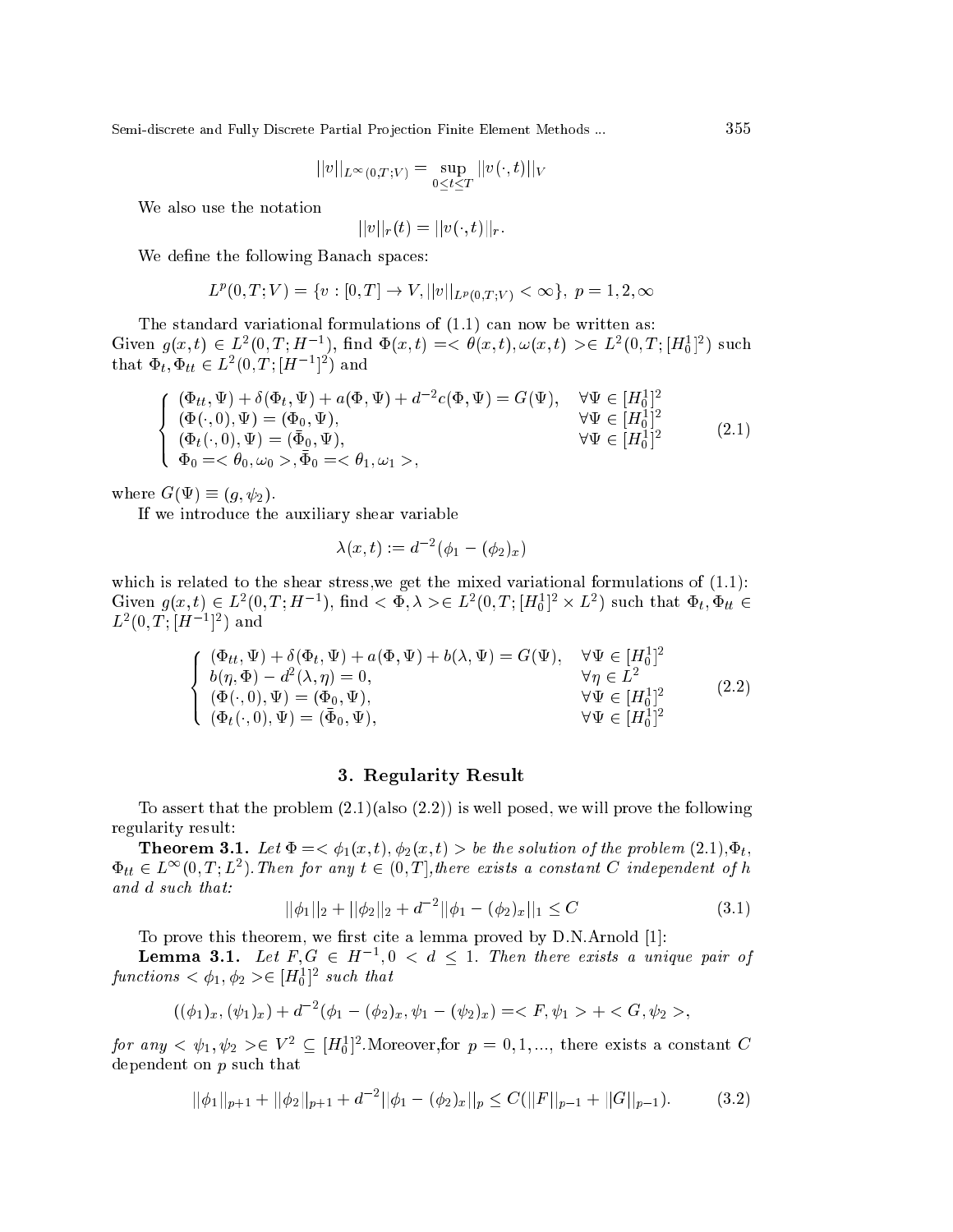$$||v||_{L^\infty(0,T;V)} = \sup_{0\le t\le T} ||v(\cdot,t)||_V$$

We also use the notation

$$||v||_r(t) = ||v(\cdot,t)||_r.$$

We define the following Banach spaces:

$$L^p(0,T;V) = \{v : [0,T] \to V, ||v||_{L^p(0,T;V)} < \infty\},\ p = 1, 2, \infty$$

The standard variational formulations of (1.1) can now be written as:
Given $g(x,t) \in L^2(0,T;H^{-1})$, find $\Phi(x,t) =< \theta(x,t), \omega(x,t) >\in L^2(0,T;[H_0^1]^2)$ such that $\Phi_t, \Phi_{tt} \in L^2(0,T;[H^{-1}]^2)$ and

$$\begin{cases} (\Phi_{tt},\Psi) + \delta(\Phi_t,\Psi) + a(\Phi,\Psi) + d^{-2}c(\Phi,\Psi) = G(\Psi), & \forall\Psi \in [H_0^1]^2 \\ (\Phi(\cdot,0),\Psi) = (\Phi_0,\Psi), & \forall\Psi \in [H_0^1]^2 \\ (\Phi_t(\cdot,0),\Psi) = (\bar{\Phi}_0,\Psi), & \forall\Psi \in [H_0^1]^2 \\ \Phi_0 =< \theta_0,\omega_0 >, \bar{\Phi}_0 =< \theta_1,\omega_1 >, \end{cases} \tag{2.1}$$

where $G(\Psi) \equiv (g,\psi_2)$.

If we introduce the auxiliary shear variable

$$\lambda(x,t) := d^{-2}(\phi_1 - (\phi_2)_x)$$

which is related to the shear stress,we get the mixed variational formulations of (1.1):
Given $g(x,t) \in L^2(0,T;H^{-1})$, find $< \Phi, \lambda >\in L^2(0,T;[H_0^1]^2 \times L^2)$ such that $\Phi_t, \Phi_{tt} \in L^2(0,T;[H^{-1}]^2)$ and

$$\begin{cases} (\Phi_{tt},\Psi) + \delta(\Phi_t,\Psi) + a(\Phi,\Psi) + b(\lambda,\Psi) = G(\Psi), & \forall\Psi \in [H_0^1]^2 \\ b(\eta,\Phi) - d^2(\lambda,\eta) = 0, & \forall\eta \in L^2 \\ (\Phi(\cdot,0),\Psi) = (\Phi_0,\Psi), & \forall\Psi \in [H_0^1]^2 \\ (\Phi_t(\cdot,0),\Psi) = (\bar{\Phi}_0,\Psi), & \forall\Psi \in [H_0^1]^2 \end{cases} \tag{2.2}$$

## 3. Regularity Result

To assert that the problem (2.1)(also (2.2)) is well posed, we will prove the following regularity result:

**Theorem 3.1.** *Let $\Phi =< \phi_1(x,t), \phi_2(x,t) >$ be the solution of the problem (2.1),$\Phi_t$, $\Phi_{tt} \in L^\infty(0,T;L^2)$.Then for any $t \in (0,T]$,there exists a constant $C$ independent of $h$ and $d$ such that:*

$$||\phi_1||_2 + ||\phi_2||_2 + d^{-2}||\phi_1 - (\phi_2)_x||_1 \le C \tag{3.1}$$

To prove this theorem, we first cite a lemma proved by D.N.Arnold [1]:

**Lemma 3.1.** *Let $F, G \in H^{-1}, 0 < d \le 1$. Then there exists a unique pair of functions $< \phi_1, \phi_2 >\in [H_0^1]^2$ such that*

$$((\phi_1)_x, (\psi_1)_x) + d^{-2}(\phi_1 - (\phi_2)_x, \psi_1 - (\psi_2)_x) =< F, \psi_1 > + < G, \psi_2 >,$$

*for any $< \psi_1, \psi_2 >\in V^2 \subseteq [H_0^1]^2$.*Moreover,for $p = 0, 1, ...,$ there exists a constant $C$ dependent on $p$ such that

$$||\phi_1||_{p+1} + ||\phi_2||_{p+1} + d^{-2}||\phi_1 - (\phi_2)_x||_p \le C(||F||_{p-1} + ||G||_{p-1}). \tag{3.2}$$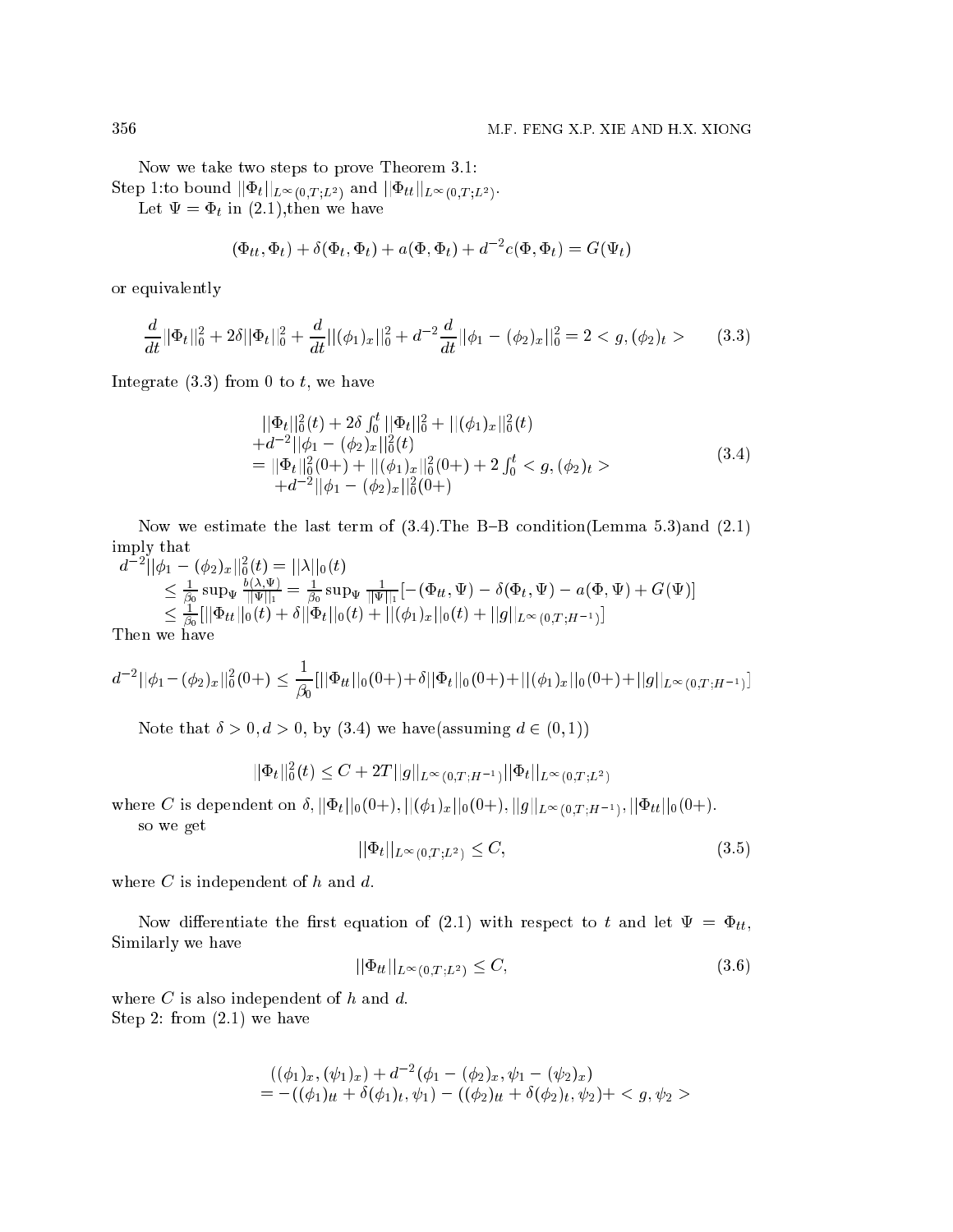Now we take two steps to prove Theorem 3.1:
Step 1:to bound $||\Phi_t||_{L^\infty(0,T;L^2)}$ and $||\Phi_{tt}||_{L^\infty(0,T;L^2)}$.

Let $\Psi = \Phi_t$ in (2.1),then we have

$$(\Phi_{tt}, \Phi_t) + \delta(\Phi_t, \Phi_t) + a(\Phi, \Phi_t) + d^{-2}c(\Phi, \Phi_t) = G(\Psi_t)$$

or equivalently

$$\frac{d}{dt}||\Phi_t||_0^2 + 2\delta||\Phi_t||_0^2 + \frac{d}{dt}||(\phi_1)_x||_0^2 + d^{-2}\frac{d}{dt}||\phi_1 - (\phi_2)_x||_0^2 = 2 < g, (\phi_2)_t > \tag{3.3}$$

Integrate (3.3) from 0 to $t$, we have

$$\begin{array}{l} ||\Phi_t||_0^2(t) + 2\delta\int_0^t ||\Phi_t||_0^2 + ||(\phi_1)_x||_0^2(t) \\ +d^{-2}||\phi_1 - (\phi_2)_x||_0^2(t) \\ = ||\Phi_t||_0^2(0+) + ||(\phi_1)_x||_0^2(0+) + 2\int_0^t < g, (\phi_2)_t > \\ \quad +d^{-2}||\phi_1 - (\phi_2)_x||_0^2(0+) \end{array} \tag{3.4}$$

Now we estimate the last term of (3.4).The B–B condition(Lemma 5.3)and (2.1) imply that

$$\begin{array}{l} d^{-2}||\phi_1 - (\phi_2)_x||_0^2(t) = ||\lambda||_0(t) \\ \quad \le \frac{1}{\beta_0}\sup_\Psi \frac{b(\lambda,\Psi)}{||\Psi||_1} = \frac{1}{\beta_0}\sup_\Psi \frac{1}{||\Psi||_1}[-(\Phi_{tt},\Psi) - \delta(\Phi_t,\Psi) - a(\Phi,\Psi) + G(\Psi)] \\ \quad \le \frac{1}{\beta_0}[||\Phi_{tt}||_0(t) + \delta||\Phi_t||_0(t) + ||(\phi_1)_x||_0(t) + ||g||_{L^\infty(0,T;H^{-1})}] \end{array}$$

Then we have

$$d^{-2}||\phi_1 - (\phi_2)_x||_0^2(0+) \le \frac{1}{\beta_0}[||\Phi_{tt}||_0(0+) + \delta||\Phi_t||_0(0+) + ||(\phi_1)_x||_0(0+) + ||g||_{L^\infty(0,T;H^{-1})}]$$

Note that $\delta > 0, d > 0$, by (3.4) we have(assuming $d \in (0,1)$)

$$||\Phi_t||_0^2(t) \le C + 2T||g||_{L^\infty(0,T;H^{-1})}||\Phi_t||_{L^\infty(0,T;L^2)}$$

where $C$ is dependent on $\delta, ||\Phi_t||_0(0+), ||(\phi_1)_x||_0(0+), ||g||_{L^\infty(0,T;H^{-1})}, ||\Phi_{tt}||_0(0+)$.

so we get

$$||\Phi_t||_{L^\infty(0,T;L^2)} \le C, \tag{3.5}$$

where $C$ is independent of $h$ and $d$.

Now differentiate the first equation of (2.1) with respect to $t$ and let $\Psi = \Phi_{tt}$, Similarly we have

$$||\Phi_{tt}||_{L^\infty(0,T;L^2)} \le C, \tag{3.6}$$

where $C$ is also independent of $h$ and $d$.

Step 2: from (2.1) we have

$$\begin{array}{l} ((\phi_1)_x, (\psi_1)_x) + d^{-2}(\phi_1 - (\phi_2)_x, \psi_1 - (\psi_2)_x) \\ = -((\phi_1)_{tt} + \delta(\phi_1)_t, \psi_1) - ((\phi_2)_{tt} + \delta(\phi_2)_t, \psi_2) + < g, \psi_2 > \end{array}$$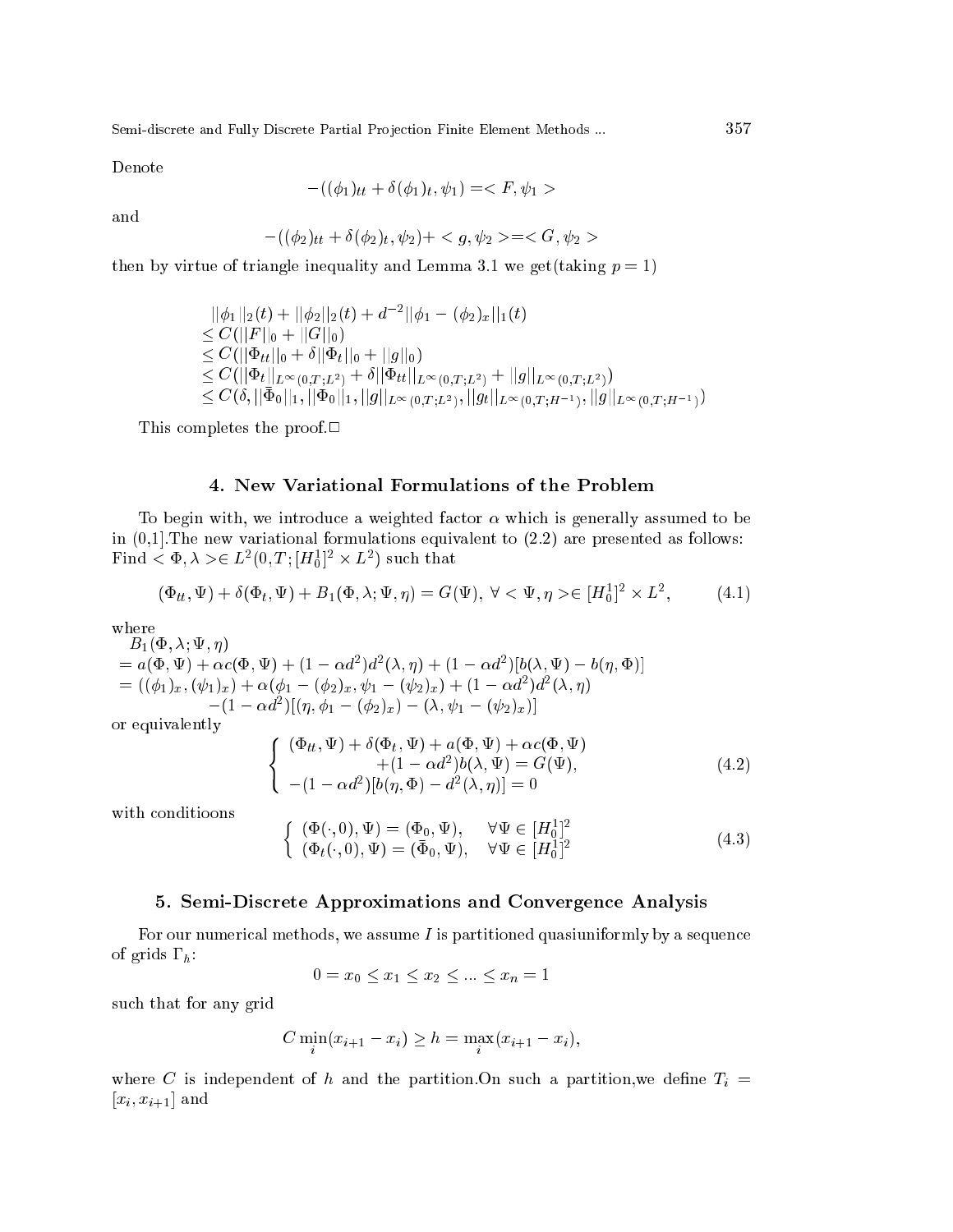Denote

$$-((\phi_1)_{tt} + \delta(\phi_1)_t, \psi_1) =< F, \psi_1 >$$

and

$$-((\phi_2)_{tt} + \delta(\phi_2)_t, \psi_2) + < g, \psi_2 > =< G, \psi_2 >$$

then by virtue of triangle inequality and Lemma 3.1 we get(taking $p = 1$)

$$\begin{aligned}
&||\phi_1||_2(t) + ||\phi_2||_2(t) + d^{-2}||\phi_1 - (\phi_2)_x||_1(t) \\
\leq\ & C(||F||_0 + ||G||_0) \\
\leq\ & C(||\Phi_{tt}||_0 + \delta||\Phi_t||_0 + ||g||_0) \\
\leq\ & C(||\Phi_t||_{L^\infty(0,T;L^2)} + \delta||\Phi_{tt}||_{L^\infty(0,T;L^2)} + ||g||_{L^\infty(0,T;L^2)}) \\
\leq\ & C(\delta, ||\bar{\Phi}_0||_1, ||\Phi_0||_1, ||g||_{L^\infty(0,T;L^2)}, ||g_t||_{L^\infty(0,T;H^{-1})}, ||g||_{L^\infty(0,T;H^{-1})})
\end{aligned}$$

This completes the proof.□

## 4. New Variational Formulations of the Problem

To begin with, we introduce a weighted factor $\alpha$ which is generally assumed to be in (0,1].The new variational formulations equivalent to (2.2) are presented as follows: Find $< \Phi, \lambda > \in L^2(0, T; [H_0^1]^2 \times L^2)$ such that

$$(\Phi_{tt}, \Psi) + \delta(\Phi_t, \Psi) + B_1(\Phi, \lambda; \Psi, \eta) = G(\Psi),\ \forall < \Psi, \eta > \in [H_0^1]^2 \times L^2, \tag{4.1}$$

where

$$\begin{aligned}
&B_1(\Phi, \lambda; \Psi, \eta) \\
&= a(\Phi, \Psi) + \alpha c(\Phi, \Psi) + (1 - \alpha d^2)d^2(\lambda, \eta) + (1 - \alpha d^2)[b(\lambda, \Psi) - b(\eta, \Phi)] \\
&= ((\phi_1)_x, (\psi_1)_x) + \alpha(\phi_1 - (\phi_2)_x, \psi_1 - (\psi_2)_x) + (1 - \alpha d^2)d^2(\lambda, \eta) \\
&\qquad -(1 - \alpha d^2)[(\eta, \phi_1 - (\phi_2)_x) - (\lambda, \psi_1 - (\psi_2)_x)]
\end{aligned}$$

or equivalently

$$\left\{ \begin{array}{l}
(\Phi_{tt}, \Psi) + \delta(\Phi_t, \Psi) + a(\Phi, \Psi) + \alpha c(\Phi, \Psi) \\
\qquad\qquad + (1 - \alpha d^2) b(\lambda, \Psi) = G(\Psi), \\
-(1 - \alpha d^2)[b(\eta, \Phi) - d^2(\lambda, \eta)] = 0
\end{array} \right. \tag{4.2}$$

with conditioons

$$\left\{ \begin{array}{ll}
(\Phi(\cdot, 0), \Psi) = (\Phi_0, \Psi), & \forall \Psi \in [H_0^1]^2 \\
(\Phi_t(\cdot, 0), \Psi) = (\bar{\Phi}_0, \Psi), & \forall \Psi \in [H_0^1]^2
\end{array} \right. \tag{4.3}$$

## 5. Semi-Discrete Approximations and Convergence Analysis

For our numerical methods, we assume $I$ is partitioned quasiuniformly by a sequence of grids $\Gamma_h$:

$$0 = x_0 \leq x_1 \leq x_2 \leq ... \leq x_n = 1$$

such that for any grid

$$C \min_i(x_{i+1} - x_i) \geq h = \max_i(x_{i+1} - x_i),$$

where $C$ is independent of $h$ and the partition.On such a partition,we define $T_i = [x_i, x_{i+1}]$ and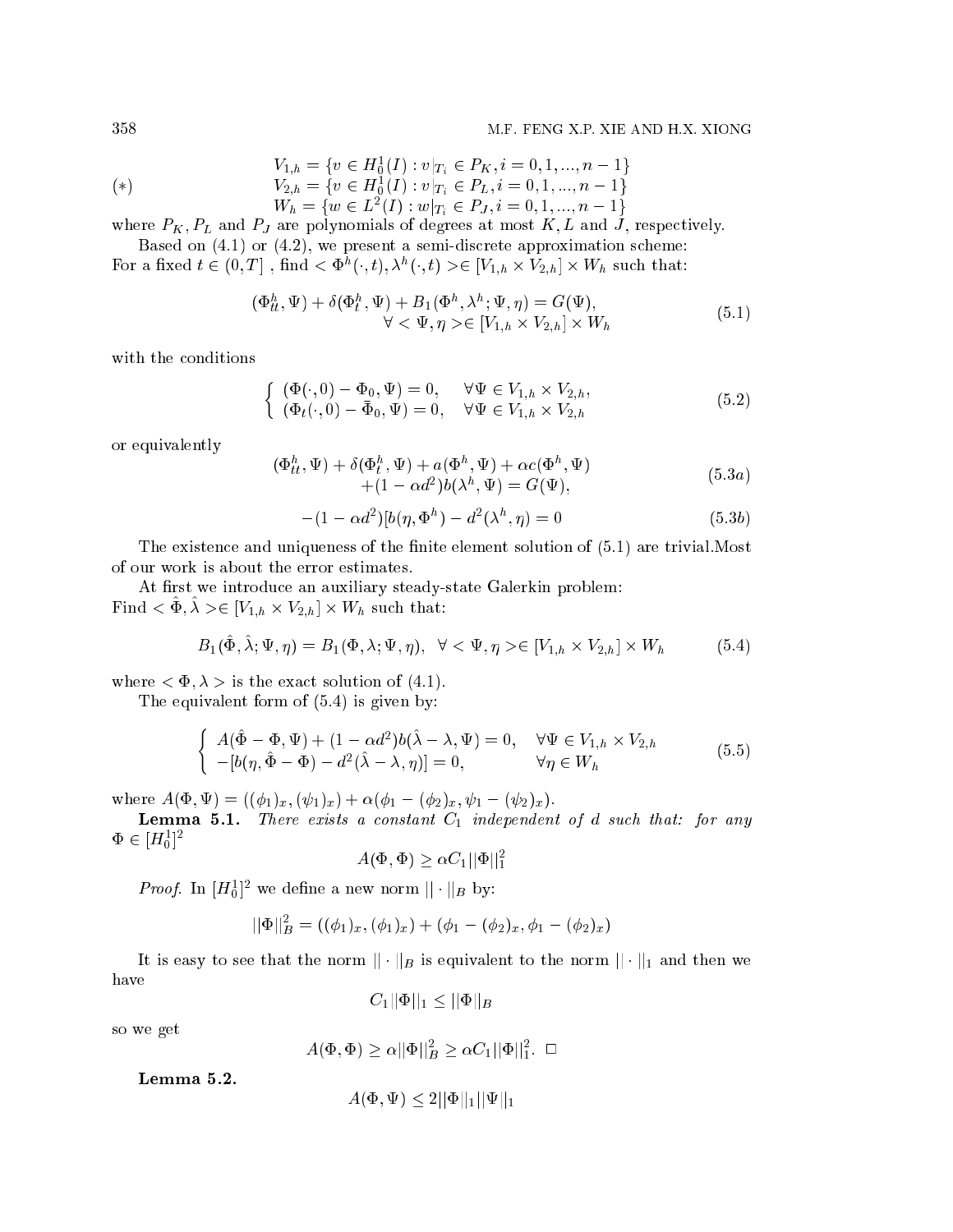$$
(*) \quad \begin{aligned}
V_{1,h} &= \{v \in H_0^1(I) : v|_{T_i} \in P_K, i = 0, 1, ..., n-1\} \\
V_{2,h} &= \{v \in H_0^1(I) : v|_{T_i} \in P_L, i = 0, 1, ..., n-1\} \\
W_h &= \{w \in L^2(I) : w|_{T_i} \in P_J, i = 0, 1, ..., n-1\}
\end{aligned}
$$

where $P_K, P_L$ and $P_J$ are polynomials of degrees at most $K, L$ and $J$, respectively.

Based on (4.1) or (4.2), we present a semi-discrete approximation scheme: For a fixed $t \in (0,T]$ , find $< \Phi^h(\cdot,t), \lambda^h(\cdot,t) > \in [V_{1,h} \times V_{2,h}] \times W_h$ such that:

$$
\begin{aligned}
(\Phi^h_{tt}, \Psi) + \delta(\Phi^h_t, \Psi) + B_1(\Phi^h, \lambda^h; \Psi, \eta) = G(\Psi), \\
\forall < \Psi, \eta > \in [V_{1,h} \times V_{2,h}] \times W_h
\end{aligned}
\tag{5.1}
$$

with the conditions

$$
\begin{cases}
(\Phi(\cdot,0) - \Phi_0, \Psi) = 0, & \forall \Psi \in V_{1,h} \times V_{2,h}, \\
(\Phi_t(\cdot,0) - \bar{\Phi}_0, \Psi) = 0, & \forall \Psi \in V_{1,h} \times V_{2,h}
\end{cases}
\tag{5.2}
$$

or equivalently

$$
\begin{aligned}
(\Phi^h_{tt}, \Psi) + \delta(\Phi^h_t, \Psi) + a(\Phi^h, \Psi) + \alpha c(\Phi^h, \Psi) \\
+ (1 - \alpha d^2) b(\lambda^h, \Psi) = G(\Psi),
\end{aligned}
\tag{5.3a}
$$

$$
-(1 - \alpha d^2)[b(\eta, \Phi^h) - d^2(\lambda^h, \eta) = 0 \tag{5.3b}
$$

The existence and uniqueness of the finite element solution of (5.1) are trivial.Most of our work is about the error estimates.

At first we introduce an auxiliary steady-state Galerkin problem: Find $< \hat{\Phi}, \hat{\lambda} > \in [V_{1,h} \times V_{2,h}] \times W_h$ such that:

$$
B_1(\hat{\Phi}, \hat{\lambda}; \Psi, \eta) = B_1(\Phi, \lambda; \Psi, \eta), \ \ \forall < \Psi, \eta > \in [V_{1,h} \times V_{2,h}] \times W_h \tag{5.4}
$$

where $< \Phi, \lambda >$ is the exact solution of (4.1).

The equivalent form of (5.4) is given by:

$$
\begin{cases}
A(\hat{\Phi} - \Phi, \Psi) + (1 - \alpha d^2) b(\hat{\lambda} - \lambda, \Psi) = 0, & \forall \Psi \in V_{1,h} \times V_{2,h} \\
-[b(\eta, \hat{\Phi} - \Phi) - d^2(\hat{\lambda} - \lambda, \eta)] = 0, & \forall \eta \in W_h
\end{cases}
\tag{5.5}
$$

where $A(\Phi, \Psi) = ((\phi_1)_x, (\psi_1)_x) + \alpha(\phi_1 - (\phi_2)_x, \psi_1 - (\psi_2)_x)$.

**Lemma 5.1.** *There exists a constant $C_1$ independent of $d$ such that: for any $\Phi \in [H_0^1]^2$*

$$
A(\Phi, \Phi) \geq \alpha C_1 ||\Phi||_1^2
$$

*Proof.* In $[H_0^1]^2$ we define a new norm $||\cdot||_B$ by:

$$
||\Phi||_B^2 = ((\phi_1)_x, (\phi_1)_x) + (\phi_1 - (\phi_2)_x, \phi_1 - (\phi_2)_x)
$$

It is easy to see that the norm $||\cdot||_B$ is equivalent to the norm $||\cdot||_1$ and then we have

$$
C_1 ||\Phi||_1 \leq ||\Phi||_B
$$

so we get

$$
A(\Phi, \Phi) \geq \alpha ||\Phi||_B^2 \geq \alpha C_1 ||\Phi||_1^2. \ \square
$$

**Lemma 5.2.**

$$
A(\Phi, \Psi) \leq 2||\Phi||_1 ||\Psi||_1
$$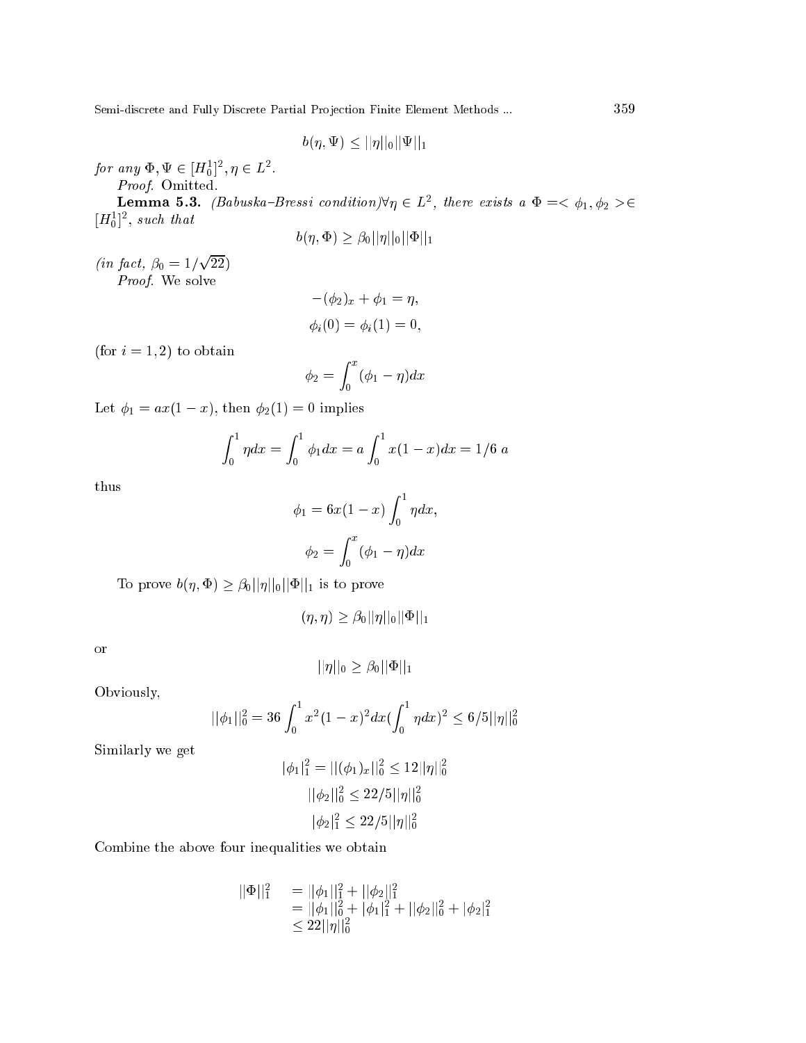$$b(\eta, \Psi) \leq ||\eta||_0 ||\Psi||_1$$

*for any* $\Phi, \Psi \in [H_0^1]^2, \eta \in L^2$.

*Proof.* Omitted.

**Lemma 5.3.** *(Babuska–Bressi condition)* $\forall \eta \in L^2$*, there exists a* $\Phi = <\phi_1, \phi_2> \in [H_0^1]^2$*, such that*

$$b(\eta, \Phi) \geq \beta_0 ||\eta||_0 ||\Phi||_1$$

*(in fact,* $\beta_0 = 1/\sqrt{22}$*)*

*Proof.* We solve

$$-(\phi_2)_x + \phi_1 = \eta,$$

$$\phi_i(0) = \phi_i(1) = 0,$$

(for $i = 1, 2$) to obtain

$$\phi_2 = \int_0^x (\phi_1 - \eta) dx$$

Let $\phi_1 = ax(1-x)$, then $\phi_2(1) = 0$ implies

$$\int_0^1 \eta dx = \int_0^1 \phi_1 dx = a \int_0^1 x(1-x) dx = 1/6\ a$$

thus

$$\phi_1 = 6x(1-x) \int_0^1 \eta dx,$$

$$\phi_2 = \int_0^x (\phi_1 - \eta) dx$$

To prove $b(\eta, \Phi) \geq \beta_0 ||\eta||_0 ||\Phi||_1$ is to prove

$$(\eta, \eta) \geq \beta_0 ||\eta||_0 ||\Phi||_1$$

or

$$||\eta||_0 \geq \beta_0 ||\Phi||_1$$

Obviously,

$$||\phi_1||_0^2 = 36 \int_0^1 x^2(1-x)^2 dx (\int_0^1 \eta dx)^2 \leq 6/5 ||\eta||_0^2$$

Similarly we get

$$|\phi_1|_1^2 = ||(\phi_1)_x||_0^2 \leq 12 ||\eta||_0^2$$

$$||\phi_2||_0^2 \leq 22/5 ||\eta||_0^2$$

$$|\phi_2|_1^2 \leq 22/5 ||\eta||_0^2$$

Combine the above four inequalities we obtain

$$\begin{aligned} ||\Phi||_1^2 &= ||\phi_1||_1^2 + ||\phi_2||_1^2 \\ &= ||\phi_1||_0^2 + |\phi_1|_1^2 + ||\phi_2||_0^2 + |\phi_2|_1^2 \\ &\leq 22 ||\eta||_0^2 \end{aligned}$$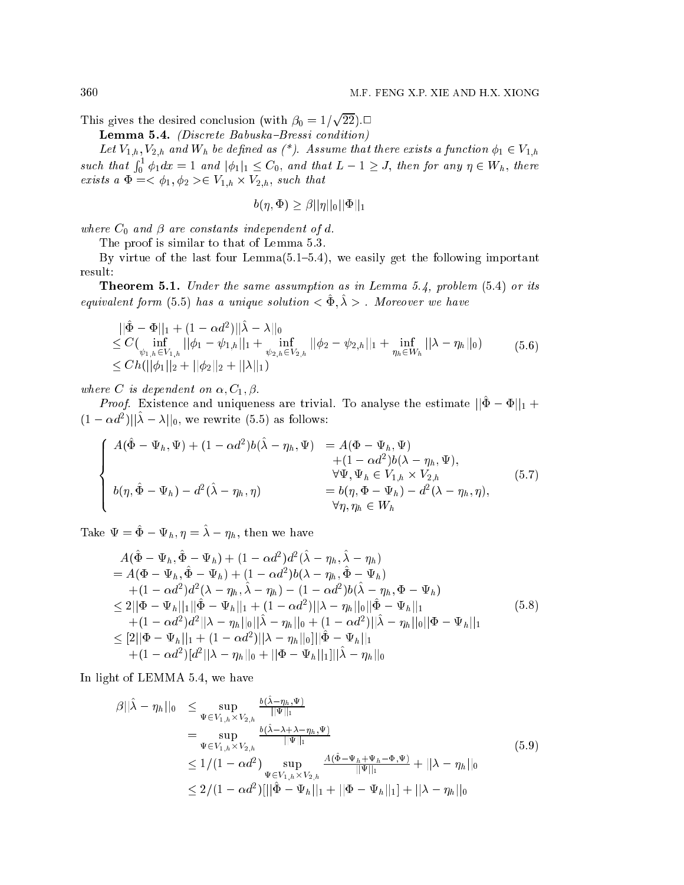This gives the desired conclusion (with $\beta_0 = 1/\sqrt{22}$).□

**Lemma 5.4.** *(Discrete Babuska–Bressi condition)*

*Let $V_{1,h}, V_{2,h}$ and $W_h$ be defined as (\*). Assume that there exists a function $\phi_1 \in V_{1,h}$ such that $\int_0^1 \phi_1 dx = 1$ and $|\phi_1|_1 \le C_0$, and that $L - 1 \ge J$, then for any $\eta \in W_h$, there exists a $\Phi =< \phi_1, \phi_2 >\in V_{1,h} \times V_{2,h}$, such that*

$$b(\eta, \Phi) \ge \beta ||\eta||_0 ||\Phi||_1$$

*where $C_0$ and $\beta$ are constants independent of $d$.*

The proof is similar to that of Lemma 5.3.

By virtue of the last four Lemma(5.1–5.4), we easily get the following important result:

**Theorem 5.1.** *Under the same assumption as in Lemma 5.4, problem (5.4) or its equivalent form (5.5) has a unique solution $< \hat{\Phi}, \hat{\lambda} >$. Moreover we have*

$$\begin{aligned}
&||\hat{\Phi} - \Phi||_1 + (1 - \alpha d^2)||\hat{\lambda} - \lambda||_0 \\
&\le C\big(\inf_{\psi_{1,h} \in V_{1,h}} ||\phi_1 - \psi_{1,h}||_1 + \inf_{\psi_{2,h} \in V_{2,h}} ||\phi_2 - \psi_{2,h}||_1 + \inf_{\eta_h \in W_h} ||\lambda - \eta_h||_0\big) \\
&\le Ch(||\phi_1||_2 + ||\phi_2||_2 + ||\lambda||_1)
\end{aligned} \tag{5.6}$$

*where $C$ is dependent on $\alpha, C_1, \beta$.*

*Proof.* Existence and uniqueness are trivial. To analyse the estimate $||\hat{\Phi} - \Phi||_1 + (1 - \alpha d^2)||\hat{\lambda} - \lambda||_0$, we rewrite (5.5) as follows:

$$\begin{cases}
A(\hat{\Phi} - \Psi_h, \Psi) + (1 - \alpha d^2) b(\hat{\lambda} - \eta_h, \Psi) & = A(\Phi - \Psi_h, \Psi) \\
& \quad + (1 - \alpha d^2) b(\lambda - \eta_h, \Psi), \\
& \quad \forall \Psi, \Psi_h \in V_{1,h} \times V_{2,h} \\
b(\eta, \hat{\Phi} - \Psi_h) - d^2(\hat{\lambda} - \eta_h, \eta) & = b(\eta, \Phi - \Psi_h) - d^2(\lambda - \eta_h, \eta), \\
& \quad \forall \eta, \eta_h \in W_h
\end{cases} \tag{5.7}$$

Take $\Psi = \hat{\Phi} - \Psi_h, \eta = \hat{\lambda} - \eta_h$, then we have

$$\begin{aligned}
& A(\hat{\Phi} - \Psi_h, \hat{\Phi} - \Psi_h) + (1 - \alpha d^2) d^2 (\hat{\lambda} - \eta_h, \hat{\lambda} - \eta_h) \\
&= A(\Phi - \Psi_h, \hat{\Phi} - \Psi_h) + (1 - \alpha d^2) b(\lambda - \eta_h, \hat{\Phi} - \Psi_h) \\
&\quad + (1 - \alpha d^2) d^2 (\lambda - \eta_h, \hat{\lambda} - \eta_h) - (1 - \alpha d^2) b(\hat{\lambda} - \eta_h, \Phi - \Psi_h) \\
&\le 2||\Phi - \Psi_h||_1 ||\hat{\Phi} - \Psi_h||_1 + (1 - \alpha d^2)||\lambda - \eta_h||_0 ||\hat{\Phi} - \Psi_h||_1 \\
&\quad + (1 - \alpha d^2) d^2 ||\lambda - \eta_h||_0 ||\hat{\lambda} - \eta_h||_0 + (1 - \alpha d^2)||\hat{\lambda} - \eta_h||_0 ||\Phi - \Psi_h||_1 \\
&\le [2||\Phi - \Psi_h||_1 + (1 - \alpha d^2)||\lambda - \eta_h||_0] ||\hat{\Phi} - \Psi_h||_1 \\
&\quad + (1 - \alpha d^2)[d^2 ||\lambda - \eta_h||_0 + ||\Phi - \Psi_h||_1] ||\hat{\lambda} - \eta_h||_0
\end{aligned} \tag{5.8}$$

In light of LEMMA 5.4, we have

$$\begin{aligned}
\beta ||\hat{\lambda} - \eta_h||_0 &\le \sup_{\Psi \in V_{1,h} \times V_{2,h}} \frac{b(\hat{\lambda} - \eta_h, \Psi)}{||\Psi||_1} \\
&= \sup_{\Psi \in V_{1,h} \times V_{2,h}} \frac{b(\hat{\lambda} - \lambda + \lambda - \eta_h, \Psi)}{||\Psi||_1} \\
&\le 1/(1 - \alpha d^2) \sup_{\Psi \in V_{1,h} \times V_{2,h}} \frac{A(\hat{\Phi} - \Psi_h + \Psi_h - \Phi, \Psi)}{||\Psi||_1} + ||\lambda - \eta_h||_0 \\
&\le 2/(1 - \alpha d^2)[||\hat{\Phi} - \Psi_h||_1 + ||\Phi - \Psi_h||_1] + ||\lambda - \eta_h||_0
\end{aligned} \tag{5.9}$$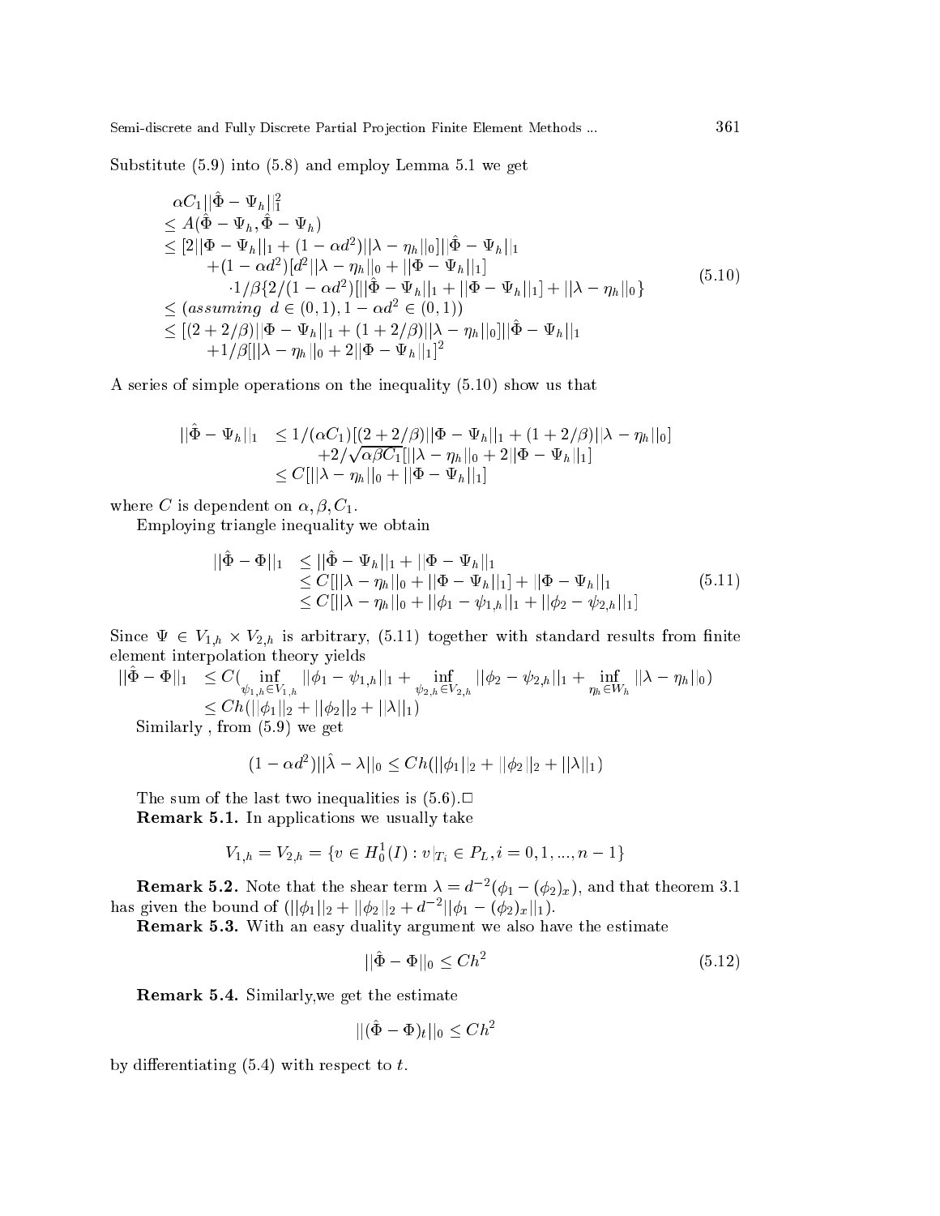Substitute (5.9) into (5.8) and employ Lemma 5.1 we get

$$
\begin{aligned}
&\alpha C_1||\hat{\Phi} - \Psi_h||_1^2 \\
&\leq A(\hat{\Phi} - \Psi_h, \hat{\Phi} - \Psi_h) \\
&\leq [2||\Phi - \Psi_h||_1 + (1 - \alpha d^2)||\lambda - \eta_h||_0]||\hat{\Phi} - \Psi_h||_1 \\
&\quad + (1 - \alpha d^2)[d^2||\lambda - \eta_h||_0 + ||\Phi - \Psi_h||_1] \\
&\qquad \cdot 1/\beta\{2/(1 - \alpha d^2)[||\hat{\Phi} - \Psi_h||_1 + ||\Phi - \Psi_h||_1] + ||\lambda - \eta_h||_0\} \\
&\leq (assuming\ d \in (0,1), 1 - \alpha d^2 \in (0,1)) \\
&\leq [(2 + 2/\beta)||\Phi - \Psi_h||_1 + (1 + 2/\beta)||\lambda - \eta_h||_0]||\hat{\Phi} - \Psi_h||_1 \\
&\quad + 1/\beta[||\lambda - \eta_h||_0 + 2||\Phi - \Psi_h||_1]^2
\end{aligned}
\tag{5.10}
$$

A series of simple operations on the inequality (5.10) show us that

$$
\begin{aligned}
||\hat{\Phi} - \Psi_h||_1 &\leq 1/(\alpha C_1)[(2 + 2/\beta)||\Phi - \Psi_h||_1 + (1 + 2/\beta)||\lambda - \eta_h||_0] \\
&\quad + 2/\sqrt{\alpha\beta C_1}[||\lambda - \eta_h||_0 + 2||\Phi - \Psi_h||_1] \\
&\leq C[||\lambda - \eta_h||_0 + ||\Phi - \Psi_h||_1]
\end{aligned}
$$

where $C$ is dependent on $\alpha, \beta, C_1$.

Employing triangle inequality we obtain

$$
\begin{aligned}
||\hat{\Phi} - \Phi||_1 &\leq ||\hat{\Phi} - \Psi_h||_1 + ||\Phi - \Psi_h||_1 \\
&\leq C[||\lambda - \eta_h||_0 + ||\Phi - \Psi_h||_1] + ||\Phi - \Psi_h||_1 \\
&\leq C[||\lambda - \eta_h||_0 + ||\phi_1 - \psi_{1,h}||_1 + ||\phi_2 - \psi_{2,h}||_1]
\end{aligned}
\tag{5.11}
$$

Since $\Psi \in V_{1,h} \times V_{2,h}$ is arbitrary, (5.11) together with standard results from finite element interpolation theory yields

$$
\begin{aligned}
||\hat{\Phi} - \Phi||_1 &\leq C(\inf_{\psi_{1,h} \in V_{1,h}} ||\phi_1 - \psi_{1,h}||_1 + \inf_{\psi_{2,h} \in V_{2,h}} ||\phi_2 - \psi_{2,h}||_1 + \inf_{\eta_h \in W_h} ||\lambda - \eta_h||_0) \\
&\leq Ch(||\phi_1||_2 + ||\phi_2||_2 + ||\lambda||_1)
\end{aligned}
$$

Similarly , from (5.9) we get

$$
(1 - \alpha d^2)||\hat{\lambda} - \lambda||_0 \leq Ch(||\phi_1||_2 + ||\phi_2||_2 + ||\lambda||_1)
$$

The sum of the last two inequalities is (5.6).□

**Remark 5.1.** In applications we usually take

$$
V_{1,h} = V_{2,h} = \{v \in H_0^1(I) : v|_{T_i} \in P_L, i = 0, 1, ..., n-1\}
$$

**Remark 5.2.** Note that the shear term $\lambda = d^{-2}(\phi_1 - (\phi_2)_x)$, and that theorem 3.1 has given the bound of $(||\phi_1||_2 + ||\phi_2||_2 + d^{-2}||\phi_1 - (\phi_2)_x||_1)$.

**Remark 5.3.** With an easy duality argument we also have the estimate

$$
||\hat{\Phi} - \Phi||_0 \leq Ch^2 \tag{5.12}
$$

**Remark 5.4.** Similarly,we get the estimate

$$
||(\hat{\Phi} - \Phi)_t||_0 \leq Ch^2
$$

by differentiating (5.4) with respect to $t$.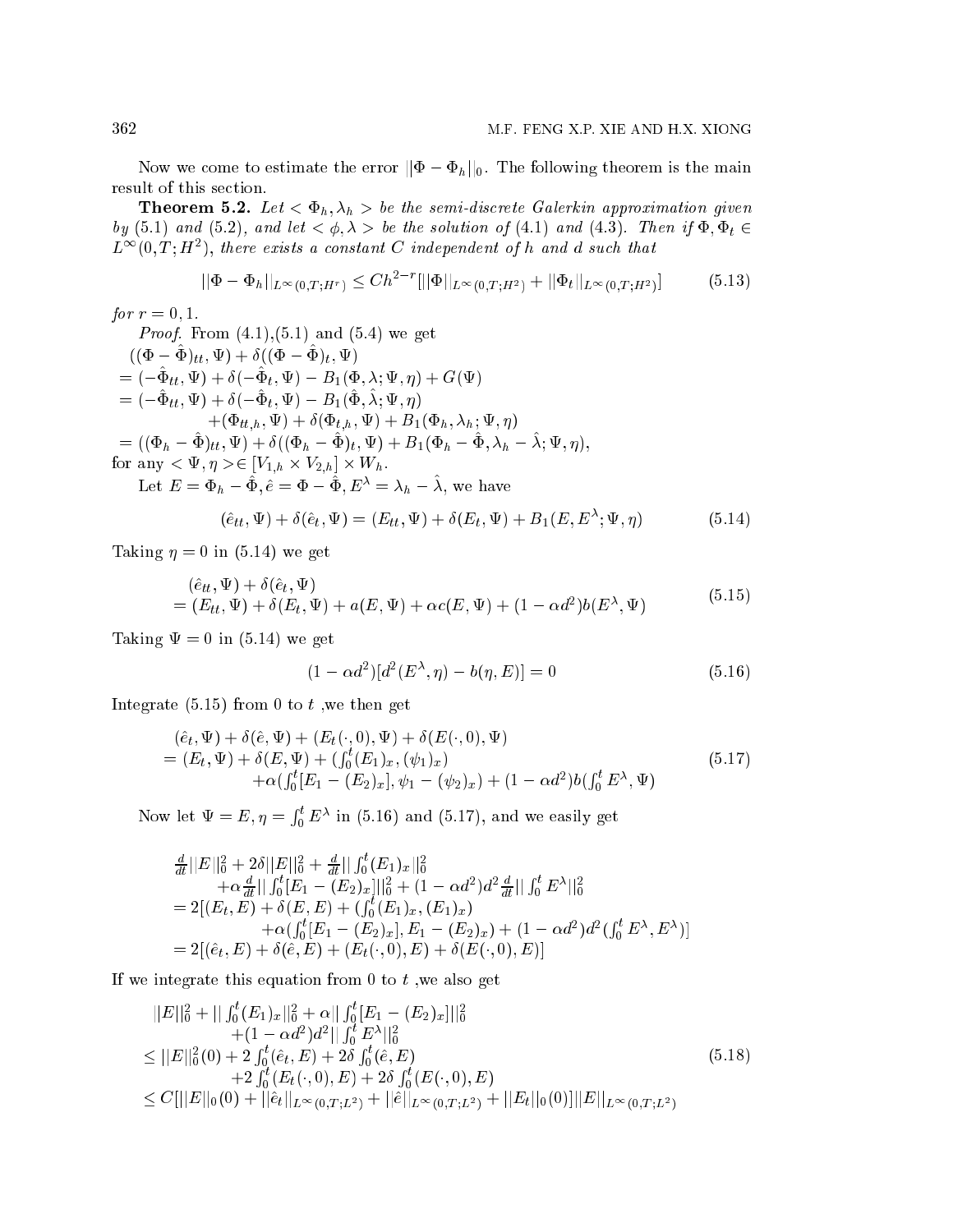Now we come to estimate the error $||\Phi - \Phi_h||_0$. The following theorem is the main result of this section.

**Theorem 5.2.** *Let $<\Phi_h, \lambda_h>$ be the semi-discrete Galerkin approximation given by (5.1) and (5.2), and let $<\phi, \lambda>$ be the solution of (4.1) and (4.3). Then if $\Phi, \Phi_t \in L^\infty(0,T;H^2)$, there exists a constant $C$ independent of $h$ and $d$ such that*

$$||\Phi - \Phi_h||_{L^\infty(0,T;H^r)} \leq Ch^{2-r}[||\Phi||_{L^\infty(0,T;H^2)} + ||\Phi_t||_{L^\infty(0,T;H^2)}] \tag{5.13}$$

*for $r = 0, 1$.*

*Proof.* From (4.1),(5.1) and (5.4) we get

$$\begin{aligned}
&((\Phi - \hat{\Phi})_{tt}, \Psi) + \delta((\Phi - \hat{\Phi})_t, \Psi) \\
&= (-\hat{\Phi}_{tt}, \Psi) + \delta(-\hat{\Phi}_t, \Psi) - B_1(\Phi, \lambda; \Psi, \eta) + G(\Psi) \\
&= (-\hat{\Phi}_{tt}, \Psi) + \delta(-\hat{\Phi}_t, \Psi) - B_1(\hat{\Phi}, \hat{\lambda}; \Psi, \eta) \\
&\qquad + (\Phi_{tt,h}, \Psi) + \delta(\Phi_{t,h}, \Psi) + B_1(\Phi_h, \lambda_h; \Psi, \eta) \\
&= ((\Phi_h - \hat{\Phi})_{tt}, \Psi) + \delta((\Phi_h - \hat{\Phi})_t, \Psi) + B_1(\Phi_h - \hat{\Phi}, \lambda_h - \hat{\lambda}; \Psi, \eta),
\end{aligned}$$

for any $<\Psi, \eta> \in [V_{1,h} \times V_{2,h}] \times W_h$.

Let $E = \Phi_h - \hat{\Phi}, \hat{e} = \Phi - \hat{\Phi}, E^\lambda = \lambda_h - \hat{\lambda}$, we have

$$(\hat{e}_{tt}, \Psi) + \delta(\hat{e}_t, \Psi) = (E_{tt}, \Psi) + \delta(E_t, \Psi) + B_1(E, E^\lambda; \Psi, \eta) \tag{5.14}$$

Taking $\eta = 0$ in (5.14) we get

$$\begin{aligned}
&(\hat{e}_{tt}, \Psi) + \delta(\hat{e}_t, \Psi) \\
&= (E_{tt}, \Psi) + \delta(E_t, \Psi) + a(E, \Psi) + \alpha c(E, \Psi) + (1 - \alpha d^2)b(E^\lambda, \Psi)
\end{aligned} \tag{5.15}$$

Taking $\Psi = 0$ in (5.14) we get

$$(1 - \alpha d^2)[d^2(E^\lambda, \eta) - b(\eta, E)] = 0 \tag{5.16}$$

Integrate (5.15) from 0 to $t$ ,we then get

$$\begin{aligned}
&(\hat{e}_t, \Psi) + \delta(\hat{e}, \Psi) + (E_t(\cdot, 0), \Psi) + \delta(E(\cdot, 0), \Psi) \\
&= (E_t, \Psi) + \delta(E, \Psi) + (\textstyle\int_0^t (E_1)_x, (\psi_1)_x) \\
&\qquad + \alpha(\textstyle\int_0^t [E_1 - (E_2)_x], \psi_1 - (\psi_2)_x) + (1 - \alpha d^2)b(\textstyle\int_0^t E^\lambda, \Psi)
\end{aligned} \tag{5.17}$$

Now let $\Psi = E, \eta = \int_0^t E^\lambda$ in (5.16) and (5.17), and we easily get

$$\begin{aligned}
&\tfrac{d}{dt}||E||_0^2 + 2\delta||E||_0^2 + \tfrac{d}{dt}||\textstyle\int_0^t (E_1)_x||_0^2 \\
&\qquad + \alpha\tfrac{d}{dt}||\textstyle\int_0^t [E_1 - (E_2)_x]||_0^2 + (1 - \alpha d^2)d^2\tfrac{d}{dt}||\textstyle\int_0^t E^\lambda||_0^2 \\
&= 2[(E_t, E) + \delta(E, E) + (\textstyle\int_0^t (E_1)_x, (E_1)_x) \\
&\qquad + \alpha(\textstyle\int_0^t [E_1 - (E_2)_x], E_1 - (E_2)_x) + (1 - \alpha d^2)d^2(\textstyle\int_0^t E^\lambda, E^\lambda)] \\
&= 2[(\hat{e}_t, E) + \delta(\hat{e}, E) + (E_t(\cdot, 0), E) + \delta(E(\cdot, 0), E)]
\end{aligned}$$

If we integrate this equation from 0 to $t$ ,we also get

$$\begin{aligned}
&||E||_0^2 + ||\textstyle\int_0^t (E_1)_x||_0^2 + \alpha||\textstyle\int_0^t [E_1 - (E_2)_x]||_0^2 \\
&\qquad + (1 - \alpha d^2)d^2||\textstyle\int_0^t E^\lambda||_0^2 \\
&\leq ||E||_0^2(0) + 2\textstyle\int_0^t (\hat{e}_t, E) + 2\delta\textstyle\int_0^t (\hat{e}, E) \\
&\qquad + 2\textstyle\int_0^t (E_t(\cdot, 0), E) + 2\delta\textstyle\int_0^t (E(\cdot, 0), E) \\
&\leq C[||E||_0(0) + ||\hat{e}_t||_{L^\infty(0,T;L^2)} + ||\hat{e}||_{L^\infty(0,T;L^2)} + ||E_t||_0(0)]||E||_{L^\infty(0,T;L^2)}
\end{aligned} \tag{5.18}$$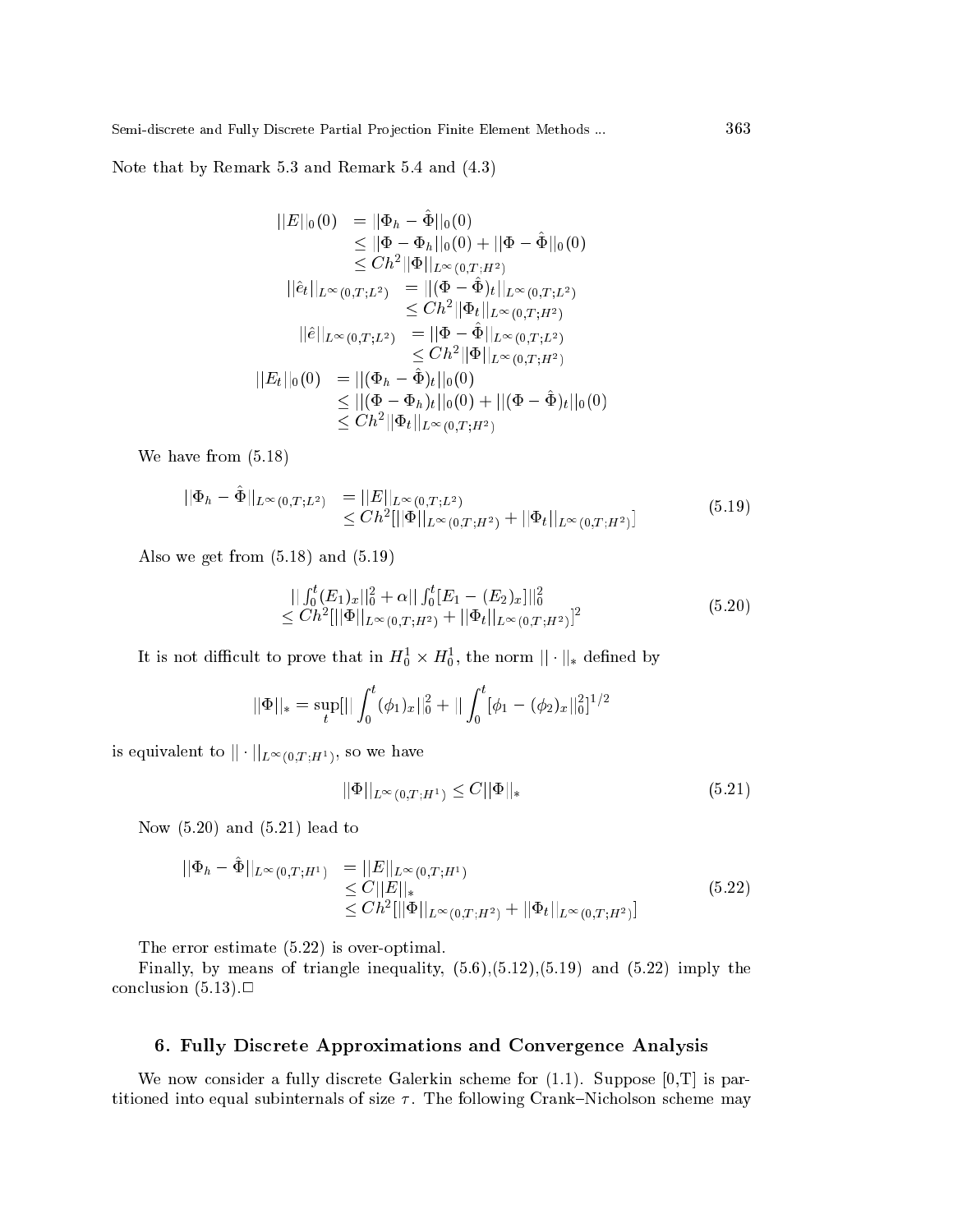Note that by Remark 5.3 and Remark 5.4 and (4.3)

$$
\begin{aligned}
||E||_0(0) &= ||\Phi_h - \hat{\Phi}||_0(0) \\
&\leq ||\Phi - \Phi_h||_0(0) + ||\Phi - \hat{\Phi}||_0(0) \\
&\leq Ch^2||\Phi||_{L^\infty(0,T;H^2)} \\
||\hat{e}_t||_{L^\infty(0,T;L^2)} &= ||(\Phi - \hat{\Phi})_t||_{L^\infty(0,T;L^2)} \\
&\leq Ch^2||\Phi_t||_{L^\infty(0,T;H^2)} \\
||\hat{e}||_{L^\infty(0,T;L^2)} &= ||\Phi - \hat{\Phi}||_{L^\infty(0,T;L^2)} \\
&\leq Ch^2||\Phi||_{L^\infty(0,T;H^2)} \\
||E_t||_0(0) &= ||(\Phi_h - \hat{\Phi})_t||_0(0) \\
&\leq ||(\Phi - \Phi_h)_t||_0(0) + ||(\Phi - \hat{\Phi})_t||_0(0) \\
&\leq Ch^2||\Phi_t||_{L^\infty(0,T;H^2)}
\end{aligned}
$$

We have from (5.18)

$$
\begin{aligned}
||\Phi_h - \hat{\Phi}||_{L^\infty(0,T;L^2)} &= ||E||_{L^\infty(0,T;L^2)} \\
&\leq Ch^2[||\Phi||_{L^\infty(0,T;H^2)} + ||\Phi_t||_{L^\infty(0,T;H^2)}]
\end{aligned}
\tag{5.19}
$$

Also we get from (5.18) and (5.19)

$$
\begin{aligned}
&||\int_0^t (E_1)_x||_0^2 + \alpha||\int_0^t [E_1 - (E_2)_x]||_0^2 \\
&\leq Ch^2[||\Phi||_{L^\infty(0,T;H^2)} + ||\Phi_t||_{L^\infty(0,T;H^2)}]^2
\end{aligned}
\tag{5.20}
$$

It is not difficult to prove that in $H_0^1 \times H_0^1$, the norm $||\cdot||_*$ defined by

$$
||\Phi||_* = \sup_t [||\int_0^t (\phi_1)_x||_0^2 + ||\int_0^t [\phi_1 - (\phi_2)_x||_0^2]^{1/2}
$$

is equivalent to $||\cdot||_{L^\infty(0,T;H^1)}$, so we have

$$
||\Phi||_{L^\infty(0,T;H^1)} \leq C||\Phi||_* \tag{5.21}
$$

Now (5.20) and (5.21) lead to

$$
\begin{aligned}
||\Phi_h - \hat{\Phi}||_{L^\infty(0,T;H^1)} &= ||E||_{L^\infty(0,T;H^1)} \\
&\leq C||E||_* \\
&\leq Ch^2[||\Phi||_{L^\infty(0,T;H^2)} + ||\Phi_t||_{L^\infty(0,T;H^2)}]
\end{aligned}
\tag{5.22}
$$

The error estimate (5.22) is over-optimal.

Finally, by means of triangle inequality, (5.6),(5.12),(5.19) and (5.22) imply the conclusion (5.13).□

## 6. Fully Discrete Approximations and Convergence Analysis

We now consider a fully discrete Galerkin scheme for (1.1). Suppose [0,T] is partitioned into equal subinternals of size $\tau$. The following Crank–Nicholson scheme may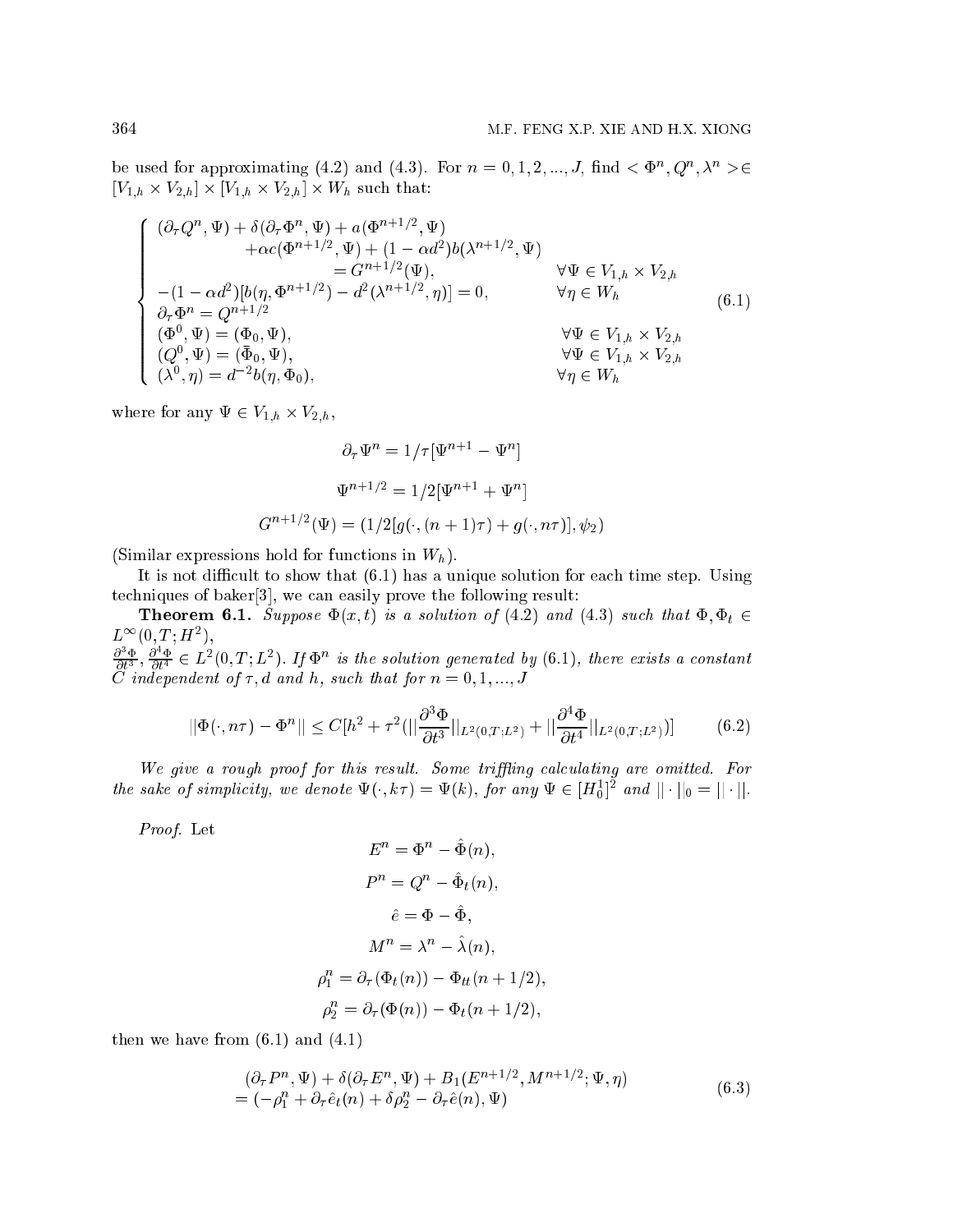be used for approximating (4.2) and (4.3). For $n = 0, 1, 2, ..., J$, find $< \Phi^n, Q^n, \lambda^n > \in [V_{1,h} \times V_{2,h}] \times [V_{1,h} \times V_{2,h}] \times W_h$ such that:

$$
\begin{cases}
(\partial_\tau Q^n, \Psi) + \delta(\partial_\tau \Phi^n, \Psi) + a(\Phi^{n+1/2}, \Psi) & \\
\qquad + \alpha c(\Phi^{n+1/2}, \Psi) + (1 - \alpha d^2) b(\lambda^{n+1/2}, \Psi) & \\
\qquad\qquad = G^{n+1/2}(\Psi), & \forall \Psi \in V_{1,h} \times V_{2,h} \\
-(1 - \alpha d^2)[b(\eta, \Phi^{n+1/2}) - d^2(\lambda^{n+1/2}, \eta)] = 0, & \forall \eta \in W_h \\
\partial_\tau \Phi^n = Q^{n+1/2} & \\
(\Phi^0, \Psi) = (\Phi_0, \Psi), & \forall \Psi \in V_{1,h} \times V_{2,h} \\
(Q^0, \Psi) = (\bar{\Phi}_0, \Psi), & \forall \Psi \in V_{1,h} \times V_{2,h} \\
(\lambda^0, \eta) = d^{-2} b(\eta, \Phi_0), & \forall \eta \in W_h
\end{cases}
\tag{6.1}
$$

where for any $\Psi \in V_{1,h} \times V_{2,h}$,

$$\partial_\tau \Psi^n = 1/\tau[\Psi^{n+1} - \Psi^n]$$

$$\Psi^{n+1/2} = 1/2[\Psi^{n+1} + \Psi^n]$$

$$G^{n+1/2}(\Psi) = (1/2[g(\cdot, (n+1)\tau) + g(\cdot, n\tau)], \psi_2)$$

(Similar expressions hold for functions in $W_h$).

It is not difficult to show that (6.1) has a unique solution for each time step. Using techniques of baker[3], we can easily prove the following result:

**Theorem 6.1.** *Suppose $\Phi(x,t)$ is a solution of (4.2) and (4.3) such that $\Phi, \Phi_t \in L^\infty(0,T;H^2)$, $\frac{\partial^3 \Phi}{\partial t^3}, \frac{\partial^4 \Phi}{\partial t^4} \in L^2(0,T;L^2)$. If $\Phi^n$ is the solution generated by (6.1), there exists a constant $C$ independent of $\tau, d$ and $h$, such that for $n = 0, 1, ..., J$*

$$||\Phi(\cdot, n\tau) - \Phi^n|| \leq C[h^2 + \tau^2(||\frac{\partial^3 \Phi}{\partial t^3}||_{L^2(0,T;L^2)} + ||\frac{\partial^4 \Phi}{\partial t^4}||_{L^2(0,T;L^2)})] \tag{6.2}$$

*We give a rough proof for this result. Some triffling calculating are omitted. For the sake of simplicity, we denote $\Psi(\cdot, k\tau) = \Psi(k)$, for any $\Psi \in [H_0^1]^2$ and $||\cdot||_0 = ||\cdot||$.*

*Proof.* Let

$$E^n = \Phi^n - \hat{\Phi}(n),$$

$$P^n = Q^n - \hat{\Phi}_t(n),$$

$$\hat{e} = \Phi - \hat{\Phi},$$

$$M^n = \lambda^n - \hat{\lambda}(n),$$

$$\rho_1^n = \partial_\tau(\Phi_t(n)) - \Phi_{tt}(n + 1/2),$$

$$\rho_2^n = \partial_\tau(\Phi(n)) - \Phi_t(n + 1/2),$$

then we have from (6.1) and (4.1)

$$
\begin{aligned}
&(\partial_\tau P^n, \Psi) + \delta(\partial_\tau E^n, \Psi) + B_1(E^{n+1/2}, M^{n+1/2}; \Psi, \eta) \\
&= (-\rho_1^n + \partial_\tau \hat{e}_t(n) + \delta \rho_2^n - \partial_\tau \hat{e}(n), \Psi)
\end{aligned}
\tag{6.3}
$$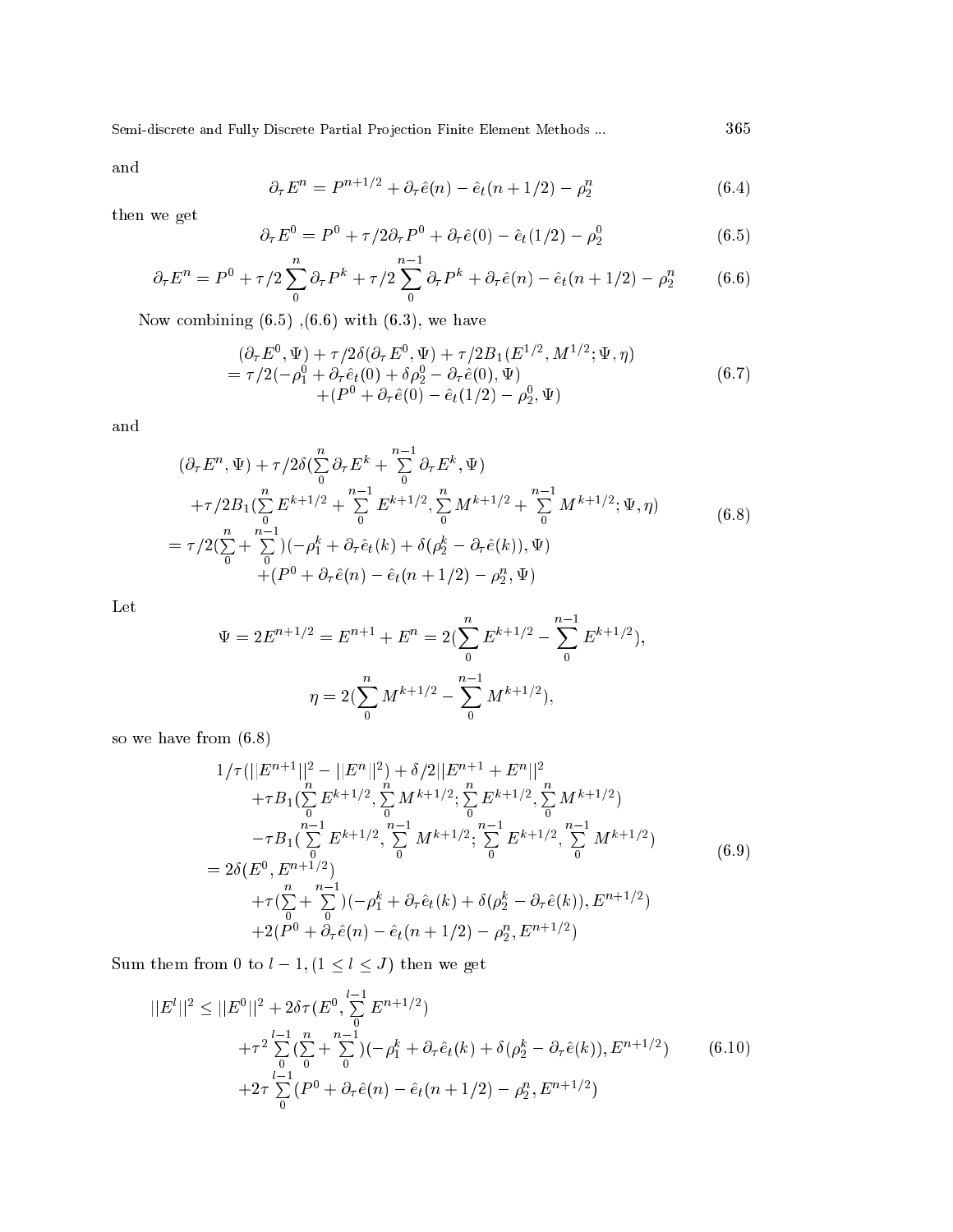and

$$\partial_\tau E^n = P^{n+1/2} + \partial_\tau \hat{e}(n) - \hat{e}_t(n+1/2) - \rho_2^n \tag{6.4}$$

then we get

$$\partial_\tau E^0 = P^0 + \tau/2 \partial_\tau P^0 + \partial_\tau \hat{e}(0) - \hat{e}_t(1/2) - \rho_2^0 \tag{6.5}$$

$$\partial_\tau E^n = P^0 + \tau/2 \sum_0^n \partial_\tau P^k + \tau/2 \sum_0^{n-1} \partial_\tau P^k + \partial_\tau \hat{e}(n) - \hat{e}_t(n+1/2) - \rho_2^n \tag{6.6}$$

Now combining (6.5) ,(6.6) with (6.3), we have

$$\begin{aligned}
&(\partial_\tau E^0, \Psi) + \tau/2\delta(\partial_\tau E^0, \Psi) + \tau/2 B_1(E^{1/2}, M^{1/2}; \Psi, \eta) \\
&= \tau/2(-\rho_1^0 + \partial_\tau \hat{e}_t(0) + \delta \rho_2^0 - \partial_\tau \hat{e}(0), \Psi) \\
&\quad + (P^0 + \partial_\tau \hat{e}(0) - \hat{e}_t(1/2) - \rho_2^0, \Psi)
\end{aligned} \tag{6.7}$$

and

$$\begin{aligned}
&(\partial_\tau E^n, \Psi) + \tau/2\delta(\sum_0^n \partial_\tau E^k + \sum_0^{n-1} \partial_\tau E^k, \Psi) \\
&\quad + \tau/2 B_1(\sum_0^n E^{k+1/2} + \sum_0^{n-1} E^{k+1/2}, \sum_0^n M^{k+1/2} + \sum_0^{n-1} M^{k+1/2}; \Psi, \eta) \\
&= \tau/2(\sum_0^n + \sum_0^{n-1})(-\rho_1^k + \partial_\tau \hat{e}_t(k) + \delta(\rho_2^k - \partial_\tau \hat{e}(k)), \Psi) \\
&\quad + (P^0 + \partial_\tau \hat{e}(n) - \hat{e}_t(n+1/2) - \rho_2^n, \Psi)
\end{aligned} \tag{6.8}$$

Let

$$\Psi = 2E^{n+1/2} = E^{n+1} + E^n = 2(\sum_0^n E^{k+1/2} - \sum_0^{n-1} E^{k+1/2}),$$

$$\eta = 2(\sum_0^n M^{k+1/2} - \sum_0^{n-1} M^{k+1/2}),$$

so we have from (6.8)

$$\begin{aligned}
&1/\tau(||E^{n+1}||^2 - ||E^n||^2) + \delta/2||E^{n+1} + E^n||^2 \\
&\quad + \tau B_1(\sum_0^n E^{k+1/2}, \sum_0^n M^{k+1/2}; \sum_0^n E^{k+1/2}, \sum_0^n M^{k+1/2}) \\
&\quad - \tau B_1(\sum_0^{n-1} E^{k+1/2}, \sum_0^{n-1} M^{k+1/2}; \sum_0^{n-1} E^{k+1/2}, \sum_0^{n-1} M^{k+1/2}) \\
&= 2\delta(E^0, E^{n+1/2}) \\
&\quad + \tau(\sum_0^n + \sum_0^{n-1})(-\rho_1^k + \partial_\tau \hat{e}_t(k) + \delta(\rho_2^k - \partial_\tau \hat{e}(k)), E^{n+1/2}) \\
&\quad + 2(P^0 + \partial_\tau \hat{e}(n) - \hat{e}_t(n+1/2) - \rho_2^n, E^{n+1/2})
\end{aligned} \tag{6.9}$$

Sum them from 0 to $l-1, (1 \le l \le J)$ then we get

$$\begin{aligned}
||E^l||^2 \le\ & ||E^0||^2 + 2\delta\tau(E^0, \sum_0^{l-1} E^{n+1/2}) \\
&+ \tau^2 \sum_0^{l-1}(\sum_0^n + \sum_0^{n-1})(-\rho_1^k + \partial_\tau \hat{e}_t(k) + \delta(\rho_2^k - \partial_\tau \hat{e}(k)), E^{n+1/2}) \\
&+ 2\tau \sum_0^{l-1}(P^0 + \partial_\tau \hat{e}(n) - \hat{e}_t(n+1/2) - \rho_2^n, E^{n+1/2})
\end{aligned} \tag{6.10}$$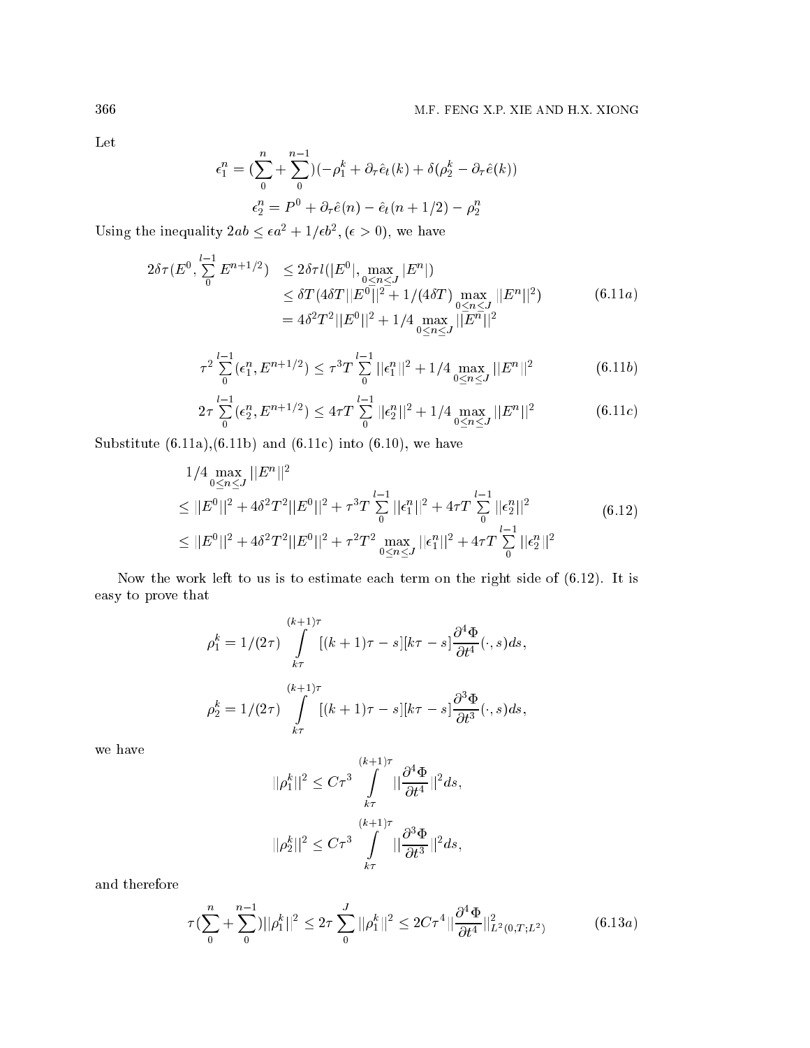Let

$$\epsilon_1^n = (\sum_0^n + \sum_0^{n-1})(-\rho_1^k + \partial_\tau \hat{e}_t(k) + \delta(\rho_2^k - \partial_\tau \hat{e}(k))$$

$$\epsilon_2^n = P^0 + \partial_\tau \hat{e}(n) - \hat{e}_t(n+1/2) - \rho_2^n$$

Using the inequality $2ab \le \epsilon a^2 + 1/\epsilon b^2, (\epsilon > 0)$, we have

$$\begin{aligned} 2\delta\tau(E^0, \sum_0^{l-1} E^{n+1/2}) &\le 2\delta\tau l(|E^0|, \max_{0\le n\le J} |E^n|) \\ &\le \delta T(4\delta T||E^0||^2 + 1/(4\delta T) \max_{0\le n\le J} ||E^n||^2) \\ &= 4\delta^2 T^2 ||E^0||^2 + 1/4 \max_{0\le n\le J} ||E^n||^2 \end{aligned} \tag{6.11a}$$

$$\tau^2 \sum_0^{l-1} (\epsilon_1^n, E^{n+1/2}) \le \tau^3 T \sum_0^{l-1} ||\epsilon_1^n||^2 + 1/4 \max_{0\le n\le J} ||E^n||^2 \tag{6.11b}$$

$$2\tau \sum_0^{l-1} (\epsilon_2^n, E^{n+1/2}) \le 4\tau T \sum_0^{l-1} ||\epsilon_2^n||^2 + 1/4 \max_{0\le n\le J} ||E^n||^2 \tag{6.11c}$$

Substitute (6.11a),(6.11b) and (6.11c) into (6.10), we have

$$\begin{aligned} &1/4 \max_{0\le n\le J} ||E^n||^2 \\ \le\ & ||E^0||^2 + 4\delta^2 T^2 ||E^0||^2 + \tau^3 T \sum_0^{l-1} ||\epsilon_1^n||^2 + 4\tau T \sum_0^{l-1} ||\epsilon_2^n||^2 \\ \le\ & ||E^0||^2 + 4\delta^2 T^2 ||E^0||^2 + \tau^2 T^2 \max_{0\le n\le J} ||\epsilon_1^n||^2 + 4\tau T \sum_0^{l-1} ||\epsilon_2^n||^2 \end{aligned} \tag{6.12}$$

Now the work left to us is to estimate each term on the right side of (6.12). It is easy to prove that

$$\rho_1^k = 1/(2\tau) \int_{k\tau}^{(k+1)\tau} [(k+1)\tau - s][k\tau - s] \frac{\partial^4 \Phi}{\partial t^4}(\cdot, s) ds,$$

$$\rho_2^k = 1/(2\tau) \int_{k\tau}^{(k+1)\tau} [(k+1)\tau - s][k\tau - s] \frac{\partial^3 \Phi}{\partial t^3}(\cdot, s) ds,$$

we have

$$||\rho_1^k||^2 \le C\tau^3 \int_{k\tau}^{(k+1)\tau} ||\frac{\partial^4 \Phi}{\partial t^4}||^2 ds,$$

$$||\rho_2^k||^2 \le C\tau^3 \int_{k\tau}^{(k+1)\tau} ||\frac{\partial^3 \Phi}{\partial t^3}||^2 ds,$$

and therefore

$$\tau(\sum_0^n + \sum_0^{n-1})||\rho_1^k||^2 \le 2\tau \sum_0^J ||\rho_1^k||^2 \le 2C\tau^4 ||\frac{\partial^4 \Phi}{\partial t^4}||^2_{L^2(0,T;L^2)} \tag{6.13a}$$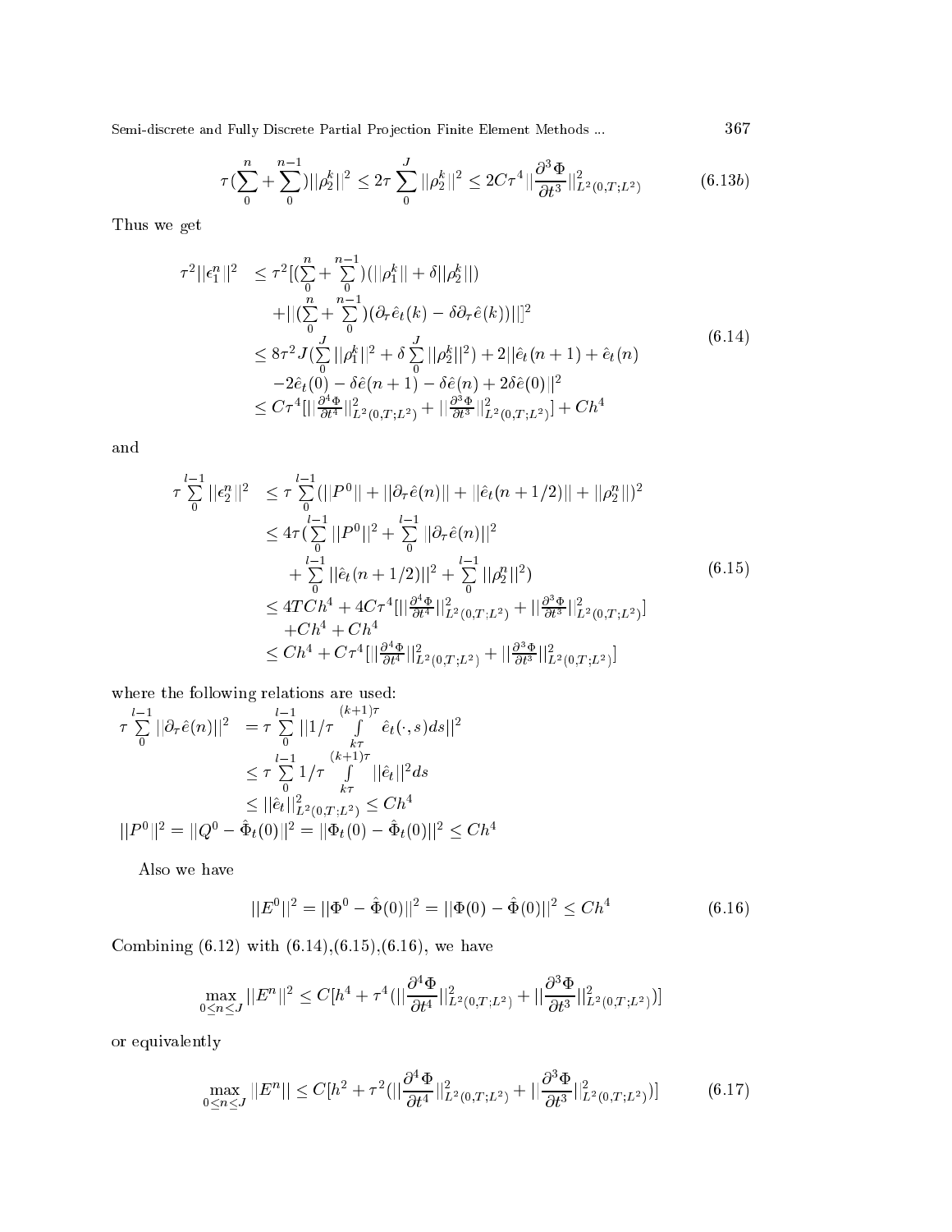$$\tau(\sum_{0}^{n} + \sum_{0}^{n-1})||\rho_2^k||^2 \leq 2\tau \sum_{0}^{J} ||\rho_2^k||^2 \leq 2C\tau^4 ||\frac{\partial^3 \Phi}{\partial t^3}||^2_{L^2(0,T;L^2)} \tag{6.13b}$$

Thus we get

$$\begin{aligned}
\tau^2||\epsilon_1^n||^2 &\leq \tau^2[(\sum_{0}^{n} + \sum_{0}^{n-1})(||\rho_1^k|| + \delta||\rho_2^k||) \\
&\quad + ||(\sum_{0}^{n} + \sum_{0}^{n-1})(\partial_\tau \hat{e}_t(k) - \delta\partial_\tau \hat{e}(k))||]^2 \\
&\leq 8\tau^2 J(\sum_{0}^{J} ||\rho_1^k||^2 + \delta \sum_{0}^{J} ||\rho_2^k||^2) + 2||\hat{e}_t(n+1) + \hat{e}_t(n) \\
&\quad -2\hat{e}_t(0) - \delta\hat{e}(n+1) - \delta\hat{e}(n) + 2\delta\hat{e}(0)||^2 \\
&\leq C\tau^4[||\tfrac{\partial^4 \Phi}{\partial t^4}||^2_{L^2(0,T;L^2)} + ||\tfrac{\partial^3 \Phi}{\partial t^3}||^2_{L^2(0,T;L^2)}] + Ch^4
\end{aligned} \tag{6.14}$$

and

$$\begin{aligned}
\tau\sum_{0}^{l-1} ||\epsilon_2^n||^2 &\leq \tau\sum_{0}^{l-1}(||P^0|| + ||\partial_\tau \hat{e}(n)|| + ||\hat{e}_t(n+1/2)|| + ||\rho_2^n||)^2 \\
&\leq 4\tau(\sum_{0}^{l-1} ||P^0||^2 + \sum_{0}^{l-1} ||\partial_\tau \hat{e}(n)||^2 \\
&\quad + \sum_{0}^{l-1} ||\hat{e}_t(n+1/2)||^2 + \sum_{0}^{l-1} ||\rho_2^n||^2) \\
&\leq 4TCh^4 + 4C\tau^4[||\tfrac{\partial^4 \Phi}{\partial t^4}||^2_{L^2(0,T;L^2)} + ||\tfrac{\partial^3 \Phi}{\partial t^3}||^2_{L^2(0,T;L^2)}] \\
&\quad + Ch^4 + Ch^4 \\
&\leq Ch^4 + C\tau^4[||\tfrac{\partial^4 \Phi}{\partial t^4}||^2_{L^2(0,T;L^2)} + ||\tfrac{\partial^3 \Phi}{\partial t^3}||^2_{L^2(0,T;L^2)}]
\end{aligned} \tag{6.15}$$

where the following relations are used:

$$\begin{aligned}
\tau\sum_{0}^{l-1} ||\partial_\tau \hat{e}(n)||^2 &= \tau\sum_{0}^{l-1} ||1/\tau \int_{k\tau}^{(k+1)\tau} \hat{e}_t(\cdot, s)ds||^2 \\
&\leq \tau\sum_{0}^{l-1} 1/\tau \int_{k\tau}^{(k+1)\tau} ||\hat{e}_t||^2 ds \\
&\leq ||\hat{e}_t||^2_{L^2(0,T;L^2)} \leq Ch^4 \\
||P^0||^2 = ||Q^0 - \hat{\Phi}_t(0)||^2 &= ||\Phi_t(0) - \hat{\Phi}_t(0)||^2 \leq Ch^4
\end{aligned}$$

Also we have

$$||E^0||^2 = ||\Phi^0 - \hat{\Phi}(0)||^2 = ||\Phi(0) - \hat{\Phi}(0)||^2 \leq Ch^4 \tag{6.16}$$

Combining (6.12) with (6.14),(6.15),(6.16), we have

$$\max_{0 \leq n \leq J} ||E^n||^2 \leq C[h^4 + \tau^4(||\frac{\partial^4 \Phi}{\partial t^4}||^2_{L^2(0,T;L^2)} + ||\frac{\partial^3 \Phi}{\partial t^3}||^2_{L^2(0,T;L^2)})]$$

or equivalently

$$\max_{0 \leq n \leq J} ||E^n|| \leq C[h^2 + \tau^2(||\frac{\partial^4 \Phi}{\partial t^4}||^2_{L^2(0,T;L^2)} + ||\frac{\partial^3 \Phi}{\partial t^3}||^2_{L^2(0,T;L^2)})] \tag{6.17}$$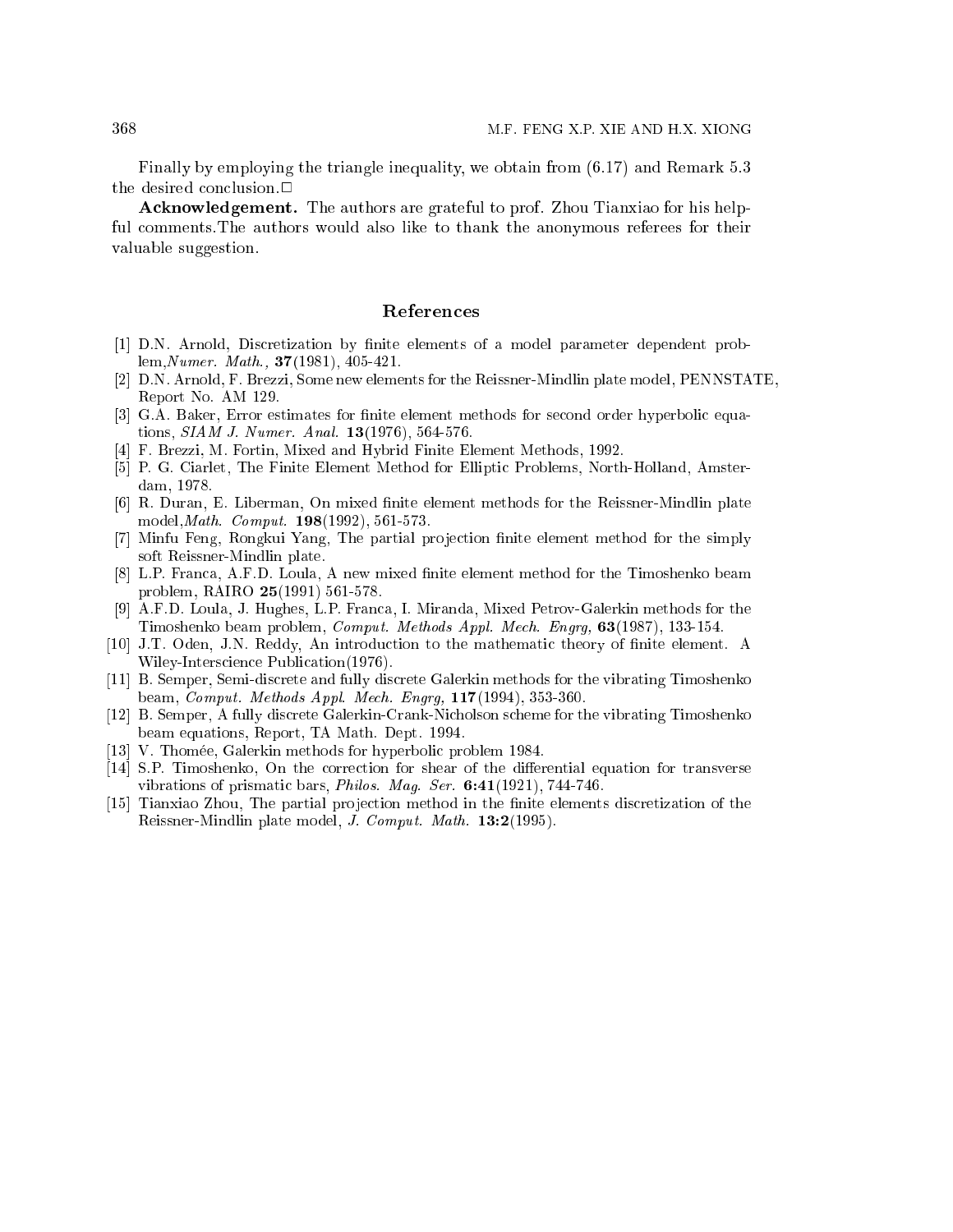Finally by employing the triangle inequality, we obtain from (6.17) and Remark 5.3 the desired conclusion.□

**Acknowledgement.** The authors are grateful to prof. Zhou Tianxiao for his helpful comments.The authors would also like to thank the anonymous referees for their valuable suggestion.

## References

[1] D.N. Arnold, Discretization by finite elements of a model parameter dependent problem,*Numer. Math.,* **37**(1981), 405-421.

[2] D.N. Arnold, F. Brezzi, Some new elements for the Reissner-Mindlin plate model, PENNSTATE, Report No. AM 129.

[3] G.A. Baker, Error estimates for finite element methods for second order hyperbolic equations, *SIAM J. Numer. Anal.* **13**(1976), 564-576.

[4] F. Brezzi, M. Fortin, Mixed and Hybrid Finite Element Methods, 1992.

[5] P. G. Ciarlet, The Finite Element Method for Elliptic Problems, North-Holland, Amsterdam, 1978.

[6] R. Duran, E. Liberman, On mixed finite element methods for the Reissner-Mindlin plate model,*Math. Comput.* **198**(1992), 561-573.

[7] Minfu Feng, Rongkui Yang, The partial projection finite element method for the simply soft Reissner-Mindlin plate.

[8] L.P. Franca, A.F.D. Loula, A new mixed finite element method for the Timoshenko beam problem, RAIRO **25**(1991) 561-578.

[9] A.F.D. Loula, J. Hughes, L.P. Franca, I. Miranda, Mixed Petrov-Galerkin methods for the Timoshenko beam problem, *Comput. Methods Appl. Mech. Engrg,* **63**(1987), 133-154.

[10] J.T. Oden, J.N. Reddy, An introduction to the mathematic theory of finite element. A Wiley-Interscience Publication(1976).

[11] B. Semper, Semi-discrete and fully discrete Galerkin methods for the vibrating Timoshenko beam, *Comput. Methods Appl. Mech. Engrg,* **117**(1994), 353-360.

[12] B. Semper, A fully discrete Galerkin-Crank-Nicholson scheme for the vibrating Timoshenko beam equations, Report, TA Math. Dept. 1994.

[13] V. Thomée, Galerkin methods for hyperbolic problem 1984.

[14] S.P. Timoshenko, On the correction for shear of the differential equation for transverse vibrations of prismatic bars, *Philos. Mag. Ser.* **6:41**(1921), 744-746.

[15] Tianxiao Zhou, The partial projection method in the finite elements discretization of the Reissner-Mindlin plate model, *J. Comput. Math.* **13:2**(1995).